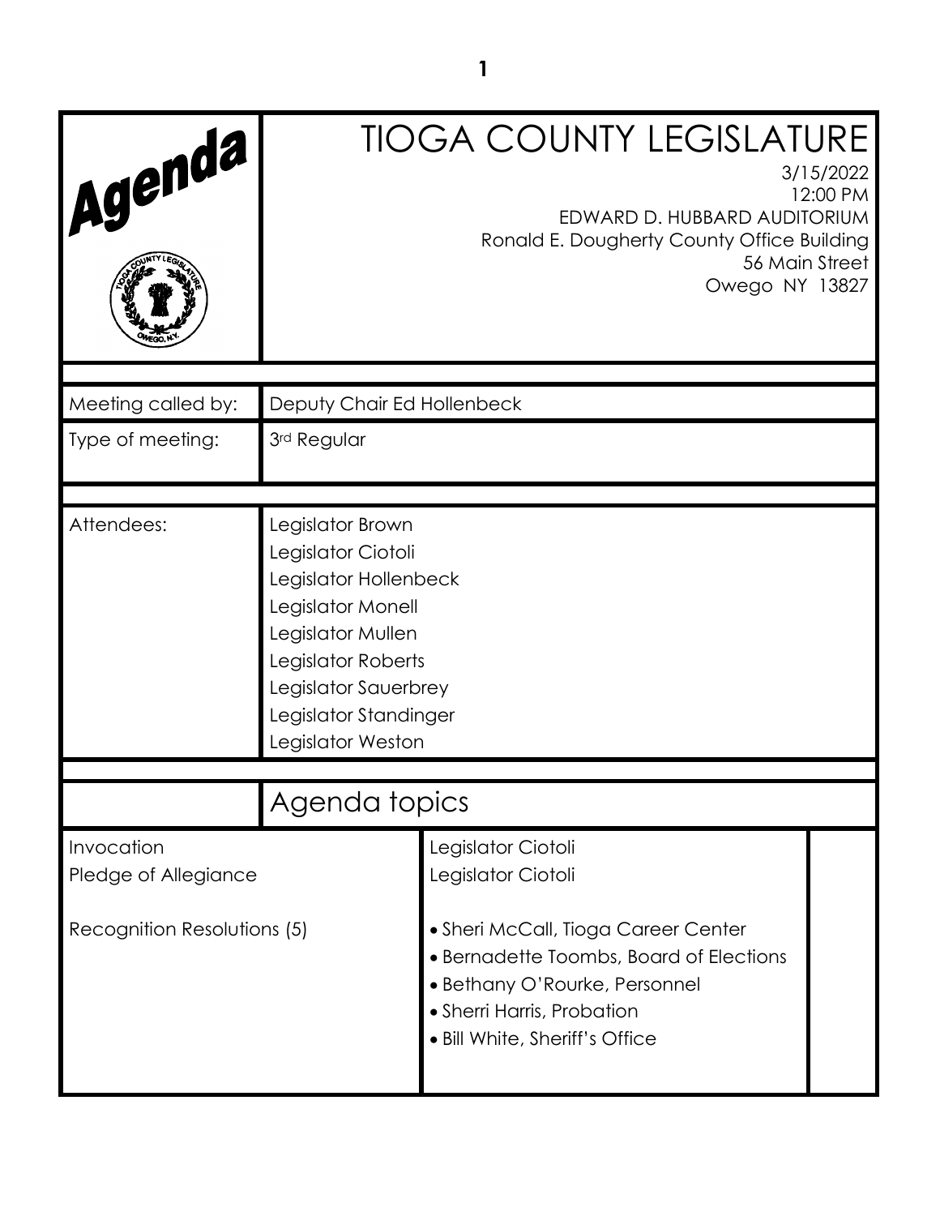# Agenda

# TIOGA COUNTY LEGISLATURE

3/15/2022
12:00 PM
EDWARD D. HUBBARD AUDITORIUM
Ronald E. Dougherty County Office Building
56 Main Street
Owego NY 13827

| | |
|---|---|
| Meeting called by: | Deputy Chair Ed Hollenbeck |
| Type of meeting: | 3rd Regular |

| | |
|---|---|
| Attendees: | Legislator Brown<br>Legislator Ciotoli<br>Legislator Hollenbeck<br>Legislator Monell<br>Legislator Mullen<br>Legislator Roberts<br>Legislator Sauerbrey<br>Legislator Standinger<br>Legislator Weston |

## Agenda topics

| | |
|---|---|
| Invocation | Legislator Ciotoli |
| Pledge of Allegiance | Legislator Ciotoli |
| Recognition Resolutions (5) | • Sheri McCall, Tioga Career Center<br>• Bernadette Toombs, Board of Elections<br>• Bethany O'Rourke, Personnel<br>• Sherri Harris, Probation<br>• Bill White, Sheriff's Office |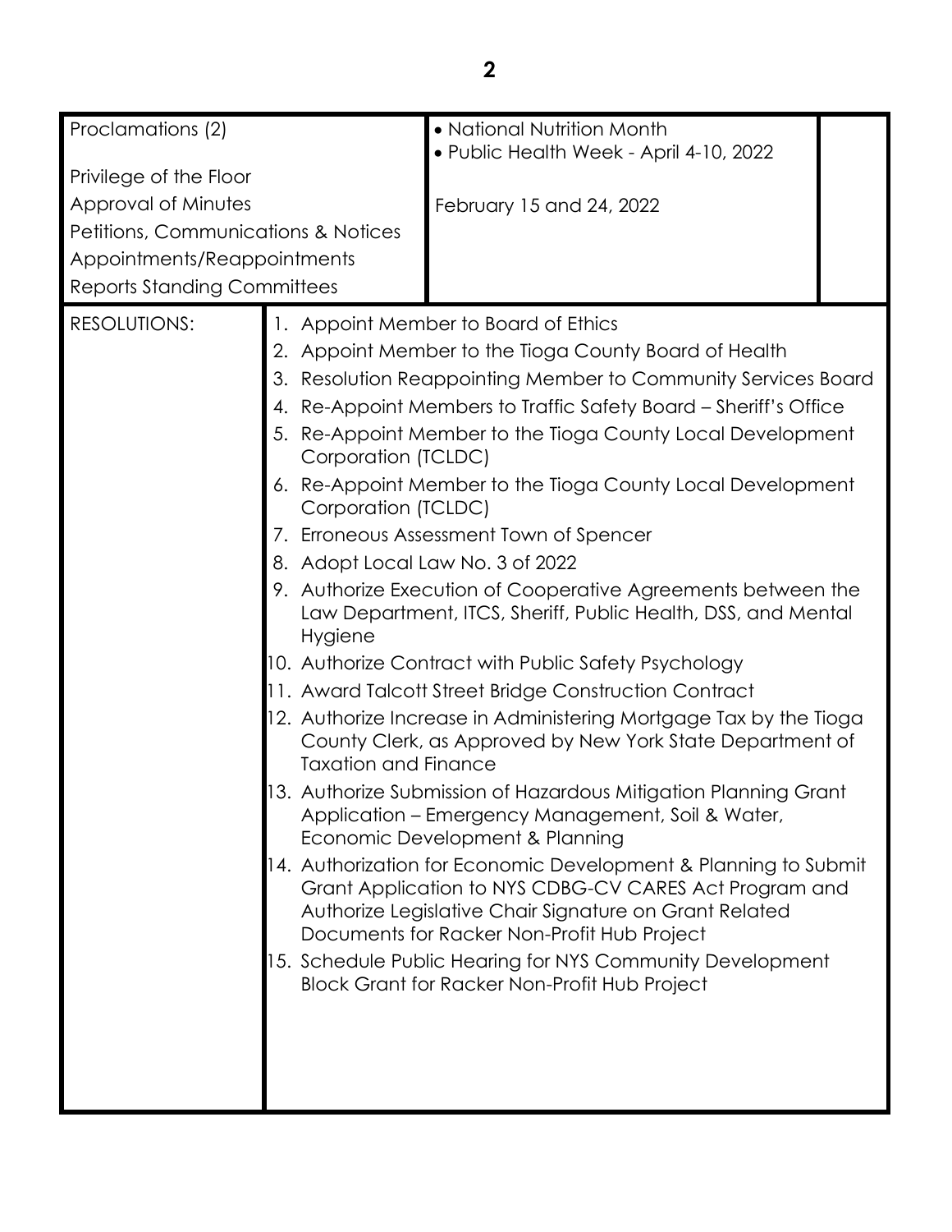| | | |
|---|---|---|
| Proclamations (2) | • National Nutrition Month<br>• Public Health Week - April 4-10, 2022 | |
| Privilege of the Floor | | |
| Approval of Minutes | February 15 and 24, 2022 | |
| Petitions, Communications & Notices | | |
| Appointments/Reappointments | | |
| Reports Standing Committees | | |

RESOLUTIONS:

1. Appoint Member to Board of Ethics
2. Appoint Member to the Tioga County Board of Health
3. Resolution Reappointing Member to Community Services Board
4. Re-Appoint Members to Traffic Safety Board – Sheriff's Office
5. Re-Appoint Member to the Tioga County Local Development Corporation (TCLDC)
6. Re-Appoint Member to the Tioga County Local Development Corporation (TCLDC)
7. Erroneous Assessment Town of Spencer
8. Adopt Local Law No. 3 of 2022
9. Authorize Execution of Cooperative Agreements between the Law Department, ITCS, Sheriff, Public Health, DSS, and Mental Hygiene
10. Authorize Contract with Public Safety Psychology
11. Award Talcott Street Bridge Construction Contract
12. Authorize Increase in Administering Mortgage Tax by the Tioga County Clerk, as Approved by New York State Department of Taxation and Finance
13. Authorize Submission of Hazardous Mitigation Planning Grant Application – Emergency Management, Soil & Water, Economic Development & Planning
14. Authorization for Economic Development & Planning to Submit Grant Application to NYS CDBG-CV CARES Act Program and Authorize Legislative Chair Signature on Grant Related Documents for Racker Non-Profit Hub Project
15. Schedule Public Hearing for NYS Community Development Block Grant for Racker Non-Profit Hub Project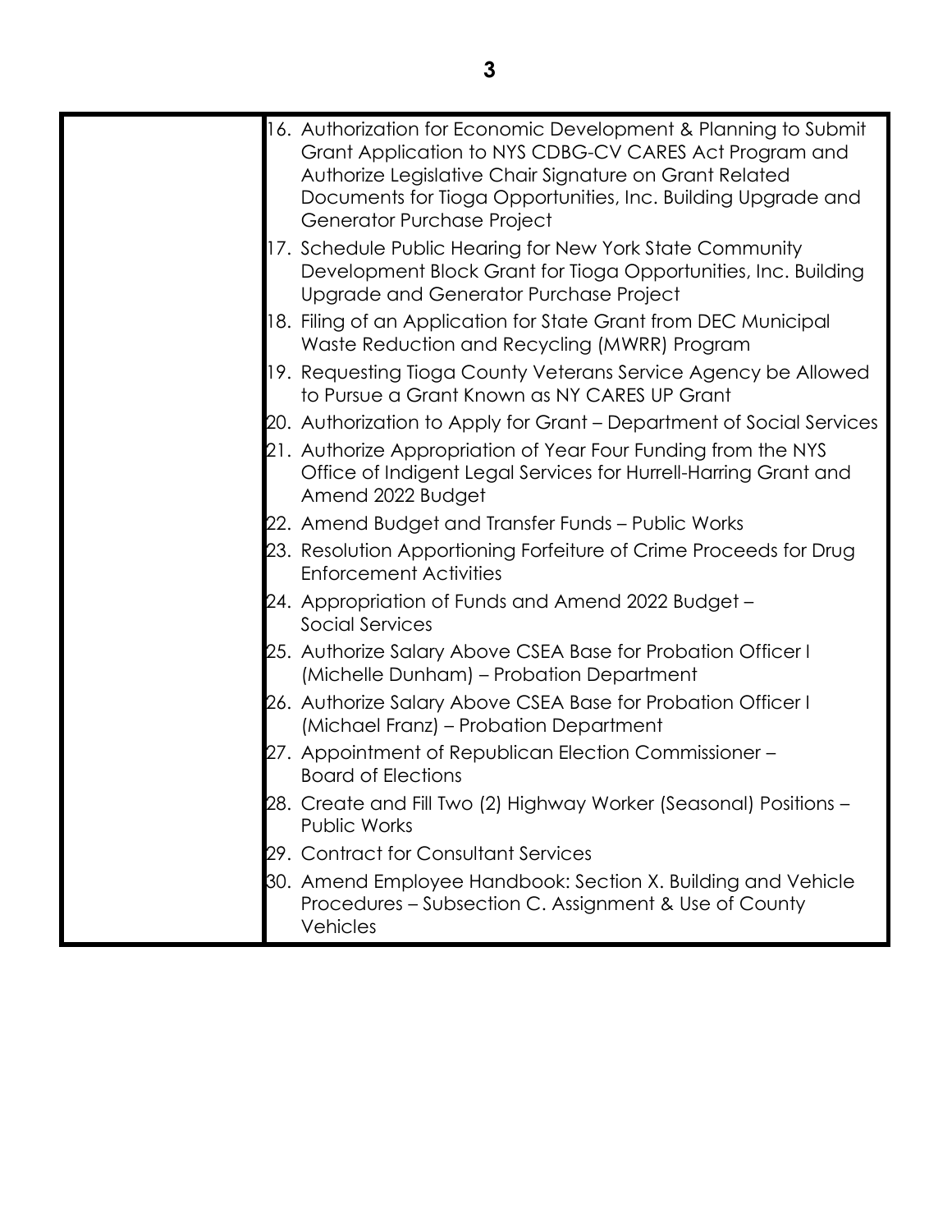16. Authorization for Economic Development & Planning to Submit Grant Application to NYS CDBG-CV CARES Act Program and Authorize Legislative Chair Signature on Grant Related Documents for Tioga Opportunities, Inc. Building Upgrade and Generator Purchase Project
17. Schedule Public Hearing for New York State Community Development Block Grant for Tioga Opportunities, Inc. Building Upgrade and Generator Purchase Project
18. Filing of an Application for State Grant from DEC Municipal Waste Reduction and Recycling (MWRR) Program
19. Requesting Tioga County Veterans Service Agency be Allowed to Pursue a Grant Known as NY CARES UP Grant
20. Authorization to Apply for Grant – Department of Social Services
21. Authorize Appropriation of Year Four Funding from the NYS Office of Indigent Legal Services for Hurrell-Harring Grant and Amend 2022 Budget
22. Amend Budget and Transfer Funds – Public Works
23. Resolution Apportioning Forfeiture of Crime Proceeds for Drug Enforcement Activities
24. Appropriation of Funds and Amend 2022 Budget – Social Services
25. Authorize Salary Above CSEA Base for Probation Officer I (Michelle Dunham) – Probation Department
26. Authorize Salary Above CSEA Base for Probation Officer I (Michael Franz) – Probation Department
27. Appointment of Republican Election Commissioner – Board of Elections
28. Create and Fill Two (2) Highway Worker (Seasonal) Positions – Public Works
29. Contract for Consultant Services
30. Amend Employee Handbook: Section X. Building and Vehicle Procedures – Subsection C. Assignment & Use of County Vehicles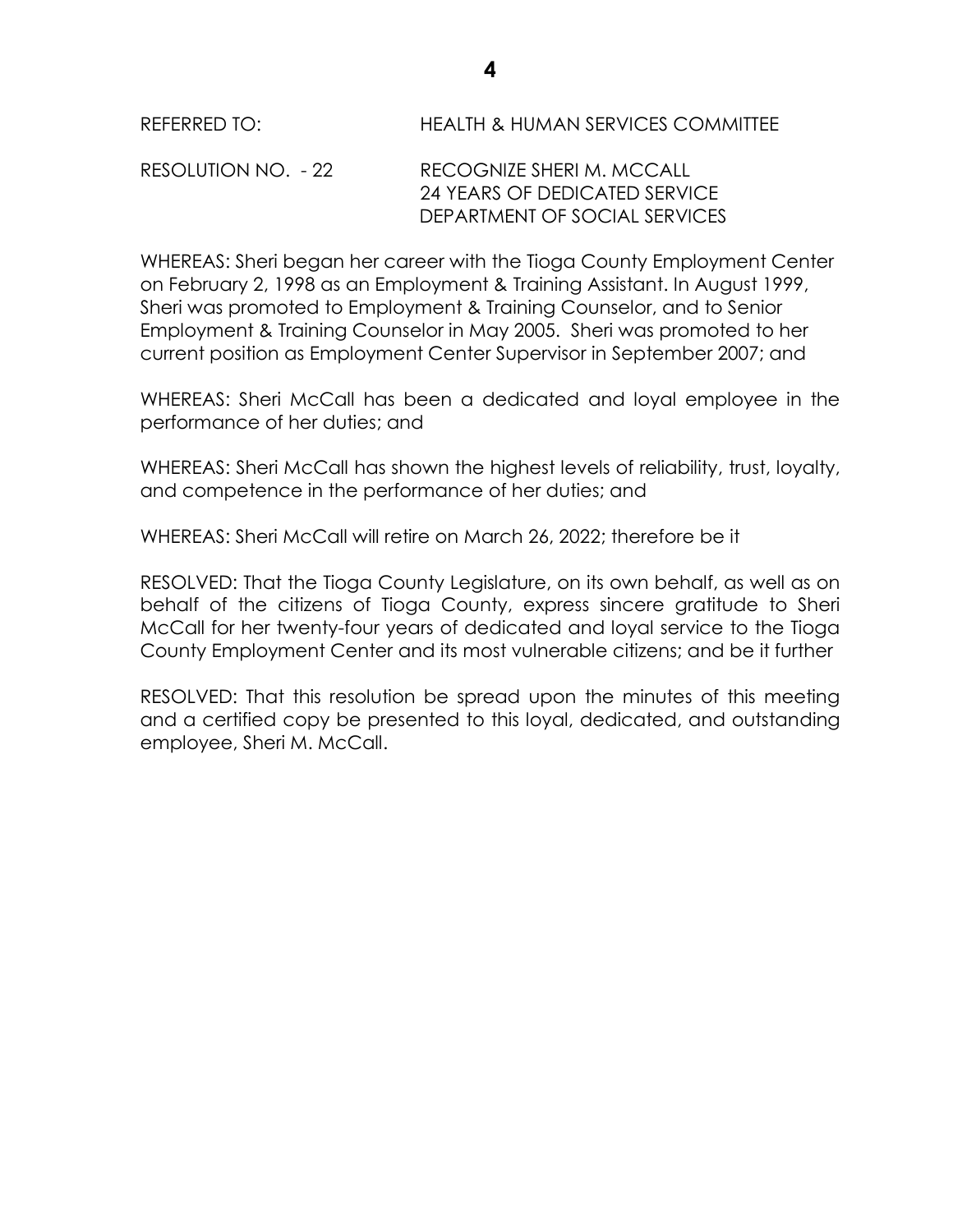REFERRED TO: HEALTH & HUMAN SERVICES COMMITTEE

RESOLUTION NO. - 22 RECOGNIZE SHERI M. MCCALL
24 YEARS OF DEDICATED SERVICE
DEPARTMENT OF SOCIAL SERVICES

WHEREAS: Sheri began her career with the Tioga County Employment Center on February 2, 1998 as an Employment & Training Assistant. In August 1999, Sheri was promoted to Employment & Training Counselor, and to Senior Employment & Training Counselor in May 2005. Sheri was promoted to her current position as Employment Center Supervisor in September 2007; and

WHEREAS: Sheri McCall has been a dedicated and loyal employee in the performance of her duties; and

WHEREAS: Sheri McCall has shown the highest levels of reliability, trust, loyalty, and competence in the performance of her duties; and

WHEREAS: Sheri McCall will retire on March 26, 2022; therefore be it

RESOLVED: That the Tioga County Legislature, on its own behalf, as well as on behalf of the citizens of Tioga County, express sincere gratitude to Sheri McCall for her twenty-four years of dedicated and loyal service to the Tioga County Employment Center and its most vulnerable citizens; and be it further

RESOLVED: That this resolution be spread upon the minutes of this meeting and a certified copy be presented to this loyal, dedicated, and outstanding employee, Sheri M. McCall.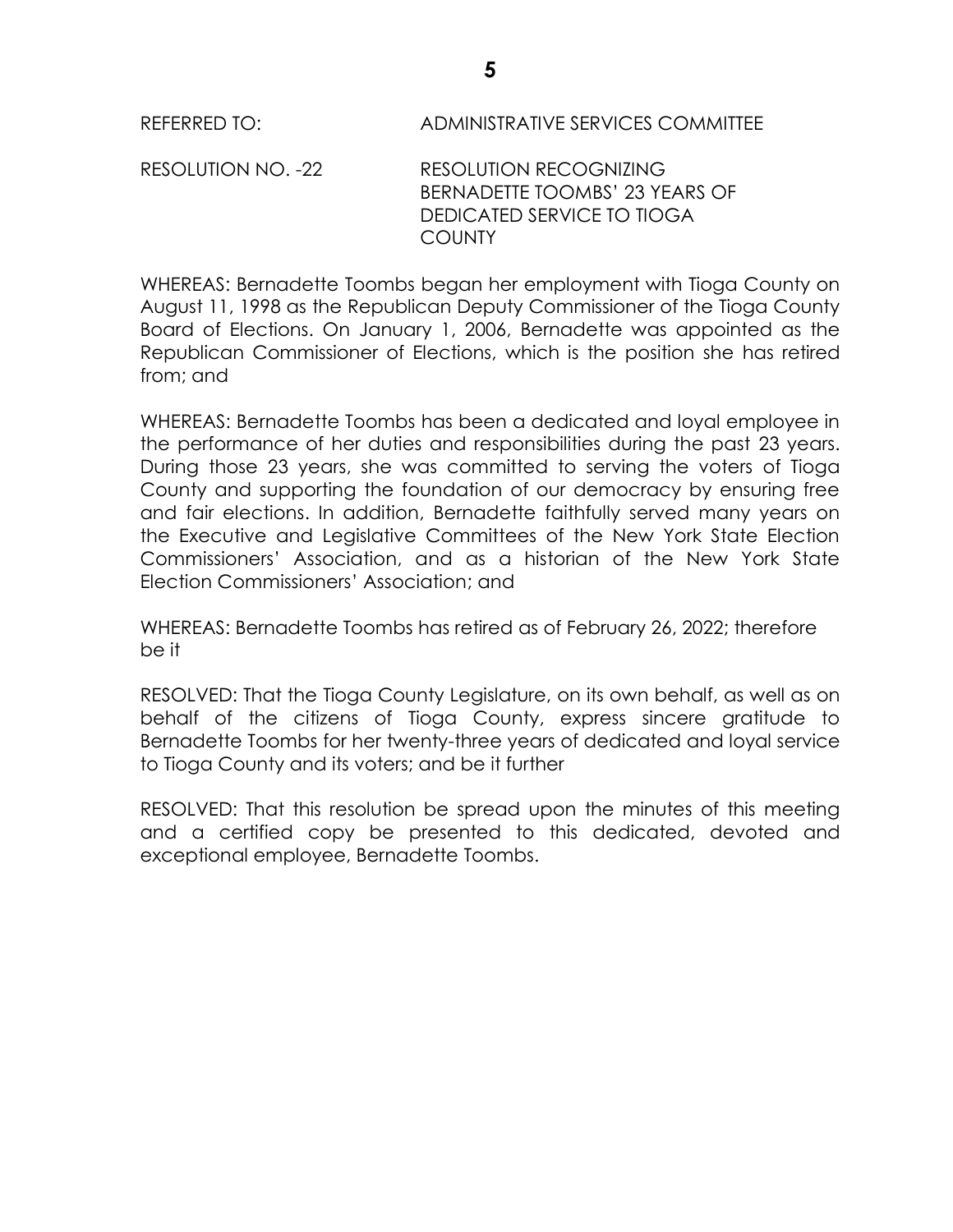REFERRED TO: ADMINISTRATIVE SERVICES COMMITTEE

RESOLUTION NO. -22 RESOLUTION RECOGNIZING BERNADETTE TOOMBS' 23 YEARS OF DEDICATED SERVICE TO TIOGA COUNTY

WHEREAS: Bernadette Toombs began her employment with Tioga County on August 11, 1998 as the Republican Deputy Commissioner of the Tioga County Board of Elections. On January 1, 2006, Bernadette was appointed as the Republican Commissioner of Elections, which is the position she has retired from; and

WHEREAS: Bernadette Toombs has been a dedicated and loyal employee in the performance of her duties and responsibilities during the past 23 years. During those 23 years, she was committed to serving the voters of Tioga County and supporting the foundation of our democracy by ensuring free and fair elections. In addition, Bernadette faithfully served many years on the Executive and Legislative Committees of the New York State Election Commissioners' Association, and as a historian of the New York State Election Commissioners' Association; and

WHEREAS: Bernadette Toombs has retired as of February 26, 2022; therefore be it

RESOLVED: That the Tioga County Legislature, on its own behalf, as well as on behalf of the citizens of Tioga County, express sincere gratitude to Bernadette Toombs for her twenty-three years of dedicated and loyal service to Tioga County and its voters; and be it further

RESOLVED: That this resolution be spread upon the minutes of this meeting and a certified copy be presented to this dedicated, devoted and exceptional employee, Bernadette Toombs.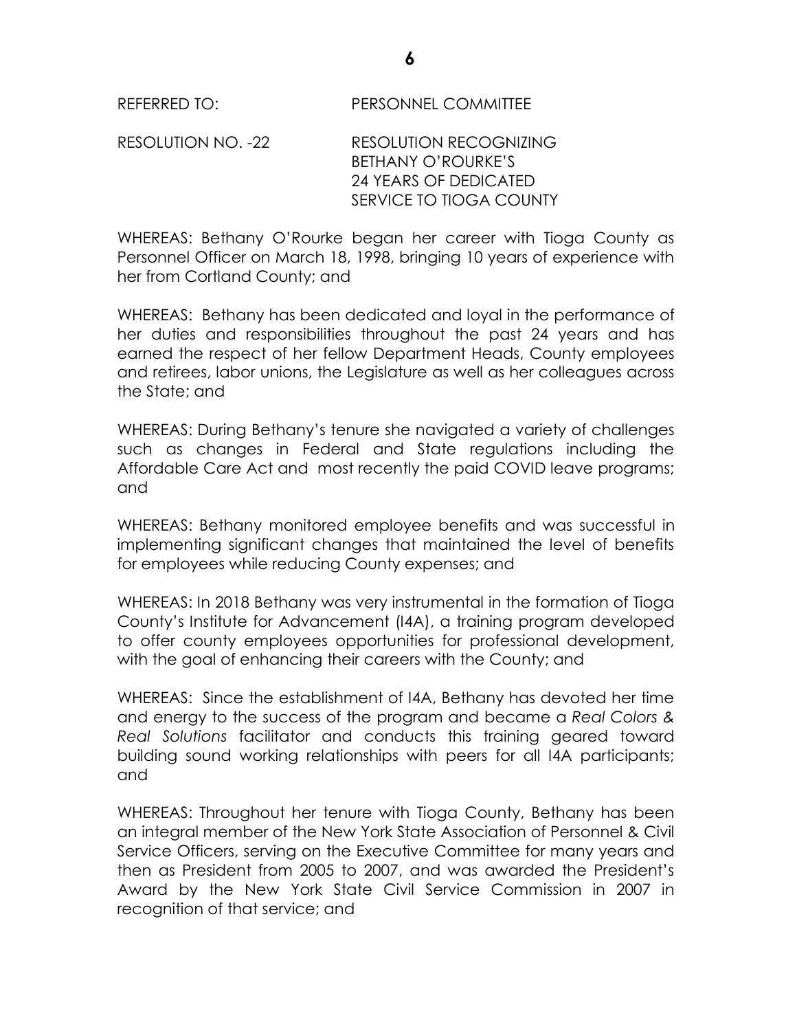REFERRED TO: PERSONNEL COMMITTEE

RESOLUTION NO. -22 RESOLUTION RECOGNIZING BETHANY O'ROURKE'S 24 YEARS OF DEDICATED SERVICE TO TIOGA COUNTY

WHEREAS: Bethany O'Rourke began her career with Tioga County as Personnel Officer on March 18, 1998, bringing 10 years of experience with her from Cortland County; and

WHEREAS: Bethany has been dedicated and loyal in the performance of her duties and responsibilities throughout the past 24 years and has earned the respect of her fellow Department Heads, County employees and retirees, labor unions, the Legislature as well as her colleagues across the State; and

WHEREAS: During Bethany's tenure she navigated a variety of challenges such as changes in Federal and State regulations including the Affordable Care Act and most recently the paid COVID leave programs; and

WHEREAS: Bethany monitored employee benefits and was successful in implementing significant changes that maintained the level of benefits for employees while reducing County expenses; and

WHEREAS: In 2018 Bethany was very instrumental in the formation of Tioga County's Institute for Advancement (I4A), a training program developed to offer county employees opportunities for professional development, with the goal of enhancing their careers with the County; and

WHEREAS: Since the establishment of I4A, Bethany has devoted her time and energy to the success of the program and became a *Real Colors & Real Solutions* facilitator and conducts this training geared toward building sound working relationships with peers for all I4A participants; and

WHEREAS: Throughout her tenure with Tioga County, Bethany has been an integral member of the New York State Association of Personnel & Civil Service Officers, serving on the Executive Committee for many years and then as President from 2005 to 2007, and was awarded the President's Award by the New York State Civil Service Commission in 2007 in recognition of that service; and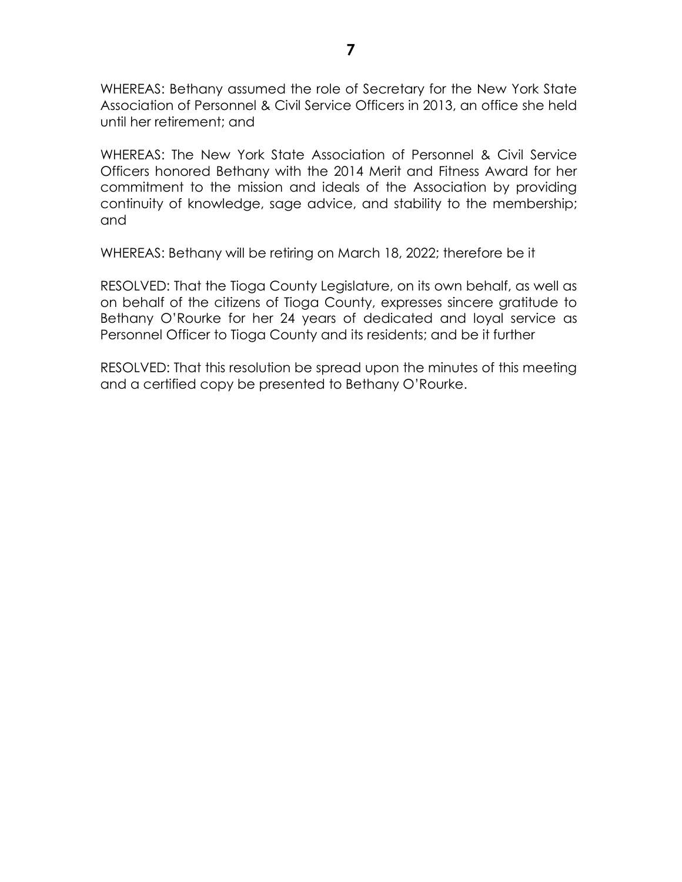WHEREAS: Bethany assumed the role of Secretary for the New York State Association of Personnel & Civil Service Officers in 2013, an office she held until her retirement; and

WHEREAS: The New York State Association of Personnel & Civil Service Officers honored Bethany with the 2014 Merit and Fitness Award for her commitment to the mission and ideals of the Association by providing continuity of knowledge, sage advice, and stability to the membership; and

WHEREAS: Bethany will be retiring on March 18, 2022; therefore be it

RESOLVED: That the Tioga County Legislature, on its own behalf, as well as on behalf of the citizens of Tioga County, expresses sincere gratitude to Bethany O'Rourke for her 24 years of dedicated and loyal service as Personnel Officer to Tioga County and its residents; and be it further

RESOLVED: That this resolution be spread upon the minutes of this meeting and a certified copy be presented to Bethany O'Rourke.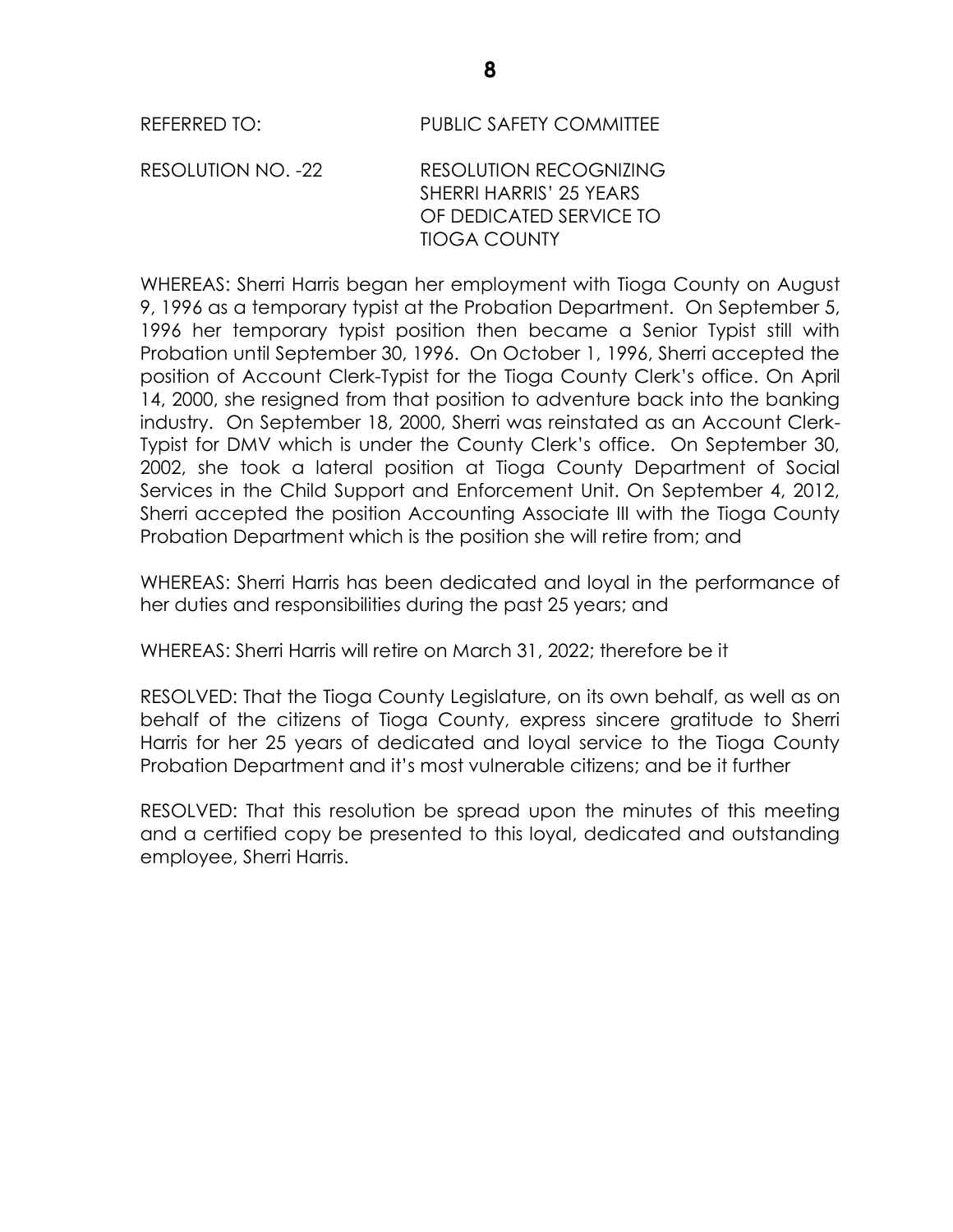REFERRED TO: PUBLIC SAFETY COMMITTEE

RESOLUTION NO. -22 RESOLUTION RECOGNIZING SHERRI HARRIS' 25 YEARS OF DEDICATED SERVICE TO TIOGA COUNTY

WHEREAS: Sherri Harris began her employment with Tioga County on August 9, 1996 as a temporary typist at the Probation Department. On September 5, 1996 her temporary typist position then became a Senior Typist still with Probation until September 30, 1996. On October 1, 1996, Sherri accepted the position of Account Clerk-Typist for the Tioga County Clerk's office. On April 14, 2000, she resigned from that position to adventure back into the banking industry. On September 18, 2000, Sherri was reinstated as an Account Clerk-Typist for DMV which is under the County Clerk's office. On September 30, 2002, she took a lateral position at Tioga County Department of Social Services in the Child Support and Enforcement Unit. On September 4, 2012, Sherri accepted the position Accounting Associate III with the Tioga County Probation Department which is the position she will retire from; and

WHEREAS: Sherri Harris has been dedicated and loyal in the performance of her duties and responsibilities during the past 25 years; and

WHEREAS: Sherri Harris will retire on March 31, 2022; therefore be it

RESOLVED: That the Tioga County Legislature, on its own behalf, as well as on behalf of the citizens of Tioga County, express sincere gratitude to Sherri Harris for her 25 years of dedicated and loyal service to the Tioga County Probation Department and it's most vulnerable citizens; and be it further

RESOLVED: That this resolution be spread upon the minutes of this meeting and a certified copy be presented to this loyal, dedicated and outstanding employee, Sherri Harris.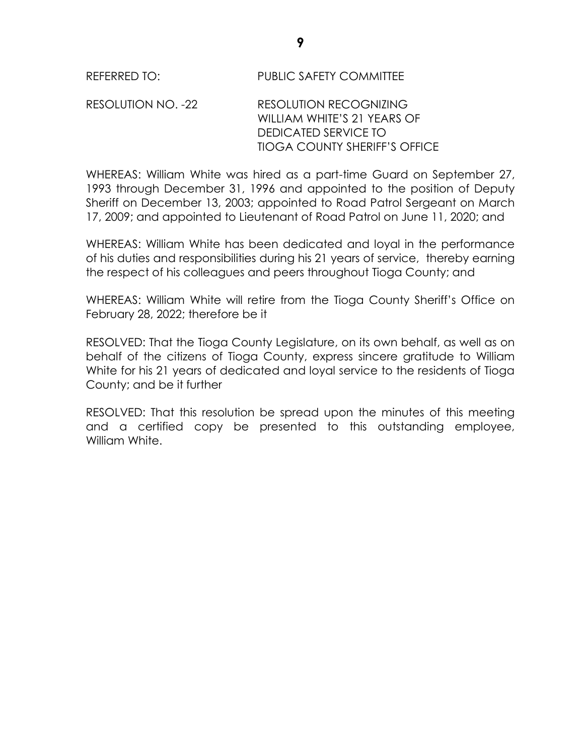REFERRED TO: PUBLIC SAFETY COMMITTEE

RESOLUTION NO. -22 RESOLUTION RECOGNIZING WILLIAM WHITE'S 21 YEARS OF DEDICATED SERVICE TO TIOGA COUNTY SHERIFF'S OFFICE

WHEREAS: William White was hired as a part-time Guard on September 27, 1993 through December 31, 1996 and appointed to the position of Deputy Sheriff on December 13, 2003; appointed to Road Patrol Sergeant on March 17, 2009; and appointed to Lieutenant of Road Patrol on June 11, 2020; and

WHEREAS: William White has been dedicated and loyal in the performance of his duties and responsibilities during his 21 years of service, thereby earning the respect of his colleagues and peers throughout Tioga County; and

WHEREAS: William White will retire from the Tioga County Sheriff's Office on February 28, 2022; therefore be it

RESOLVED: That the Tioga County Legislature, on its own behalf, as well as on behalf of the citizens of Tioga County, express sincere gratitude to William White for his 21 years of dedicated and loyal service to the residents of Tioga County; and be it further

RESOLVED: That this resolution be spread upon the minutes of this meeting and a certified copy be presented to this outstanding employee, William White.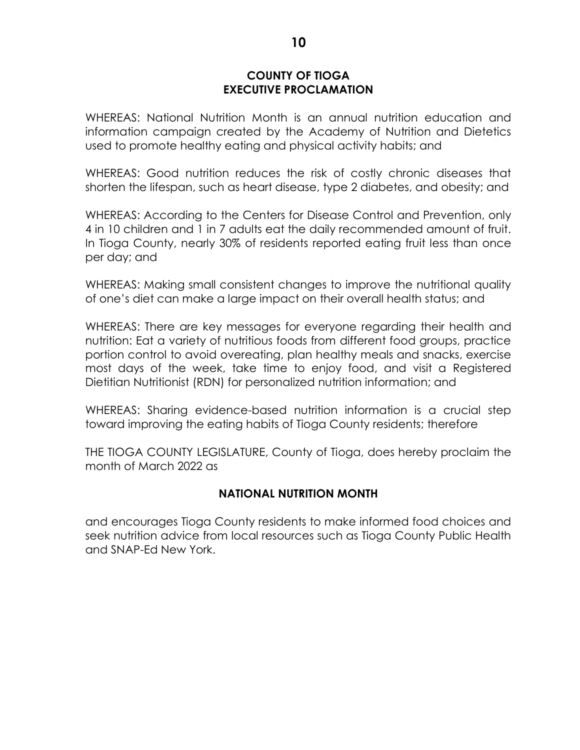## COUNTY OF TIOGA
## EXECUTIVE PROCLAMATION

WHEREAS: National Nutrition Month is an annual nutrition education and information campaign created by the Academy of Nutrition and Dietetics used to promote healthy eating and physical activity habits; and

WHEREAS: Good nutrition reduces the risk of costly chronic diseases that shorten the lifespan, such as heart disease, type 2 diabetes, and obesity; and

WHEREAS: According to the Centers for Disease Control and Prevention, only 4 in 10 children and 1 in 7 adults eat the daily recommended amount of fruit. In Tioga County, nearly 30% of residents reported eating fruit less than once per day; and

WHEREAS: Making small consistent changes to improve the nutritional quality of one's diet can make a large impact on their overall health status; and

WHEREAS: There are key messages for everyone regarding their health and nutrition: Eat a variety of nutritious foods from different food groups, practice portion control to avoid overeating, plan healthy meals and snacks, exercise most days of the week, take time to enjoy food, and visit a Registered Dietitian Nutritionist (RDN) for personalized nutrition information; and

WHEREAS: Sharing evidence-based nutrition information is a crucial step toward improving the eating habits of Tioga County residents; therefore

THE TIOGA COUNTY LEGISLATURE, County of Tioga, does hereby proclaim the month of March 2022 as

**NATIONAL NUTRITION MONTH**

and encourages Tioga County residents to make informed food choices and seek nutrition advice from local resources such as Tioga County Public Health and SNAP-Ed New York.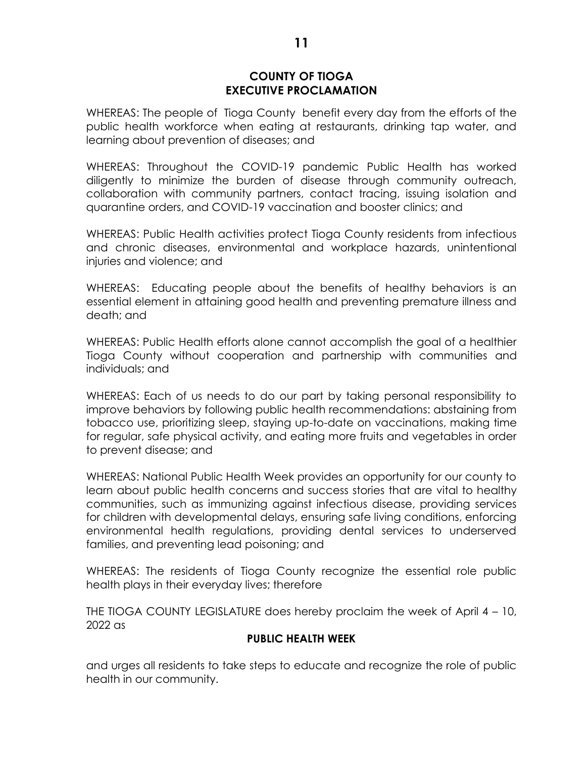## COUNTY OF TIOGA
## EXECUTIVE PROCLAMATION

WHEREAS: The people of Tioga County benefit every day from the efforts of the public health workforce when eating at restaurants, drinking tap water, and learning about prevention of diseases; and

WHEREAS: Throughout the COVID-19 pandemic Public Health has worked diligently to minimize the burden of disease through community outreach, collaboration with community partners, contact tracing, issuing isolation and quarantine orders, and COVID-19 vaccination and booster clinics; and

WHEREAS: Public Health activities protect Tioga County residents from infectious and chronic diseases, environmental and workplace hazards, unintentional injuries and violence; and

WHEREAS: Educating people about the benefits of healthy behaviors is an essential element in attaining good health and preventing premature illness and death; and

WHEREAS: Public Health efforts alone cannot accomplish the goal of a healthier Tioga County without cooperation and partnership with communities and individuals; and

WHEREAS: Each of us needs to do our part by taking personal responsibility to improve behaviors by following public health recommendations: abstaining from tobacco use, prioritizing sleep, staying up-to-date on vaccinations, making time for regular, safe physical activity, and eating more fruits and vegetables in order to prevent disease; and

WHEREAS: National Public Health Week provides an opportunity for our county to learn about public health concerns and success stories that are vital to healthy communities, such as immunizing against infectious disease, providing services for children with developmental delays, ensuring safe living conditions, enforcing environmental health regulations, providing dental services to underserved families, and preventing lead poisoning; and

WHEREAS: The residents of Tioga County recognize the essential role public health plays in their everyday lives; therefore

THE TIOGA COUNTY LEGISLATURE does hereby proclaim the week of April 4 – 10, 2022 as

**PUBLIC HEALTH WEEK**

and urges all residents to take steps to educate and recognize the role of public health in our community.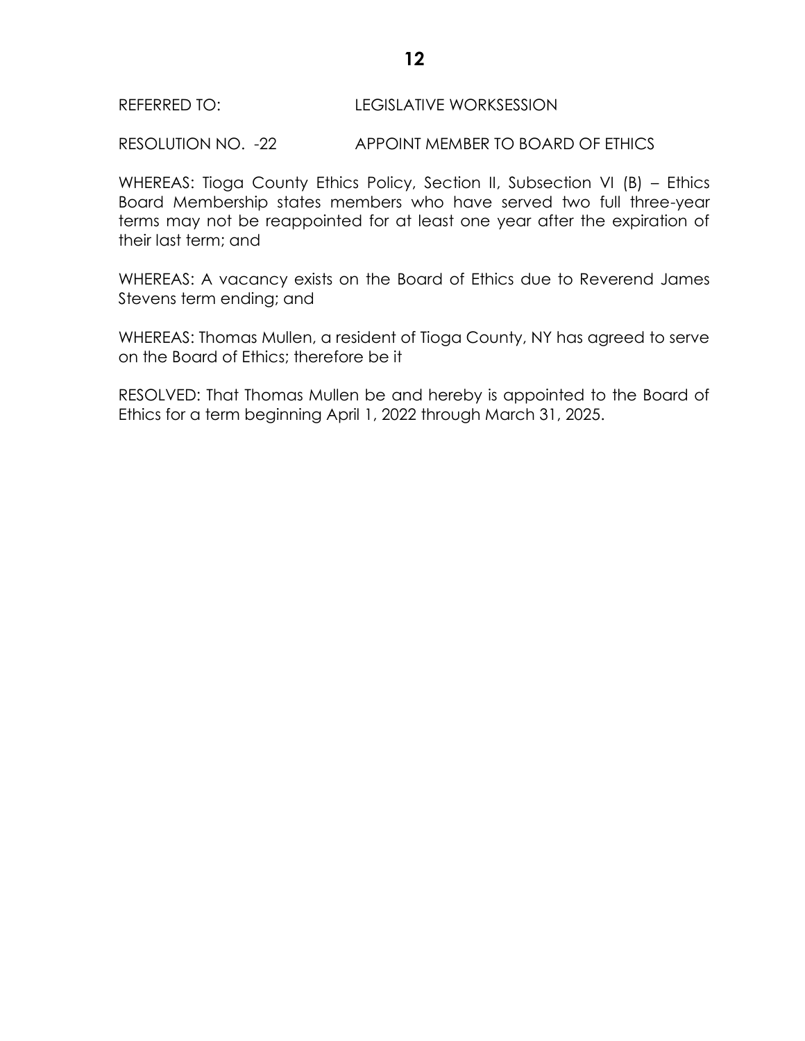REFERRED TO: LEGISLATIVE WORKSESSION

RESOLUTION NO. -22 APPOINT MEMBER TO BOARD OF ETHICS

WHEREAS: Tioga County Ethics Policy, Section II, Subsection VI (B) – Ethics Board Membership states members who have served two full three-year terms may not be reappointed for at least one year after the expiration of their last term; and

WHEREAS: A vacancy exists on the Board of Ethics due to Reverend James Stevens term ending; and

WHEREAS: Thomas Mullen, a resident of Tioga County, NY has agreed to serve on the Board of Ethics; therefore be it

RESOLVED: That Thomas Mullen be and hereby is appointed to the Board of Ethics for a term beginning April 1, 2022 through March 31, 2025.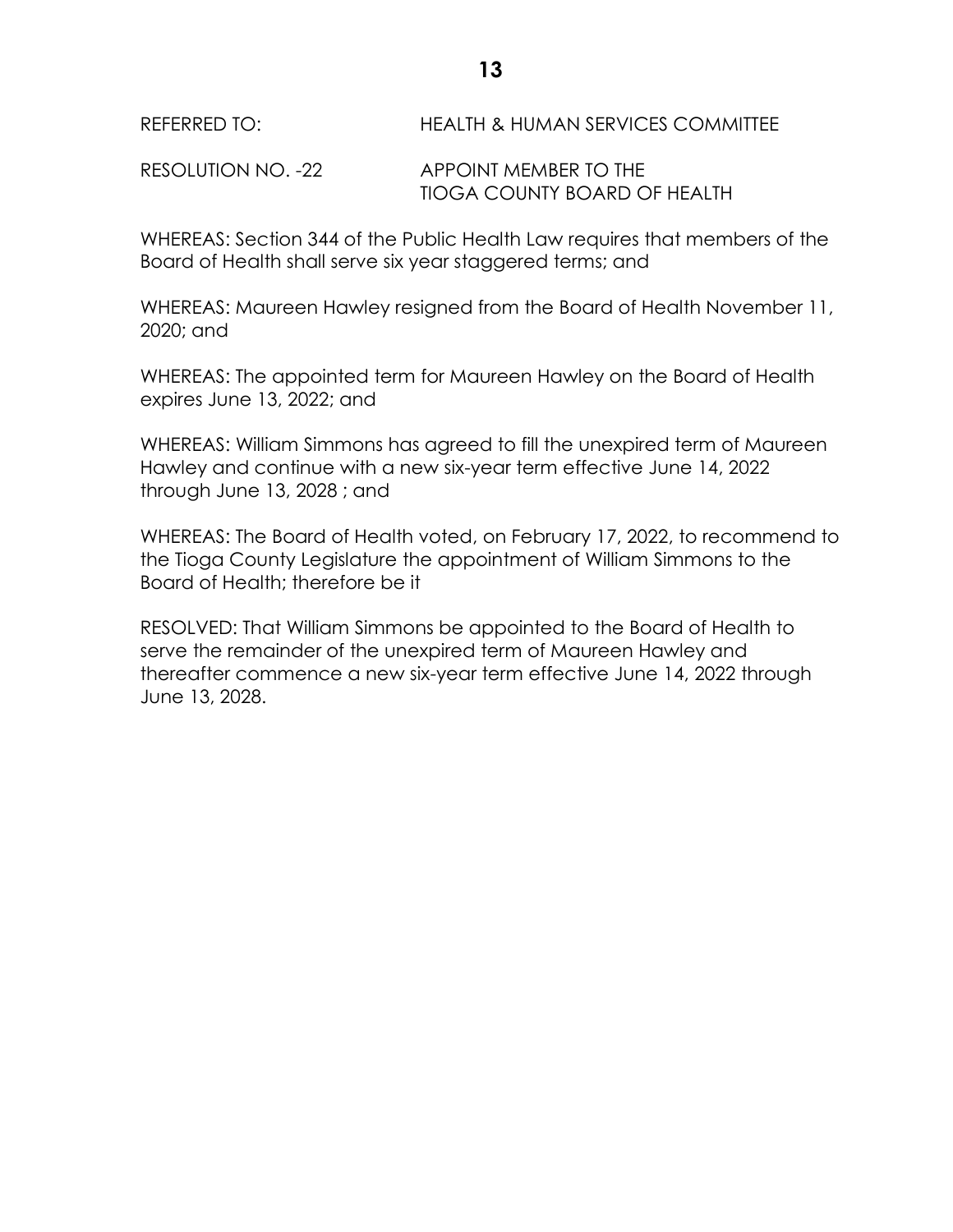REFERRED TO: HEALTH & HUMAN SERVICES COMMITTEE

RESOLUTION NO. -22 APPOINT MEMBER TO THE TIOGA COUNTY BOARD OF HEALTH

WHEREAS: Section 344 of the Public Health Law requires that members of the Board of Health shall serve six year staggered terms; and

WHEREAS: Maureen Hawley resigned from the Board of Health November 11, 2020; and

WHEREAS: The appointed term for Maureen Hawley on the Board of Health expires June 13, 2022; and

WHEREAS: William Simmons has agreed to fill the unexpired term of Maureen Hawley and continue with a new six-year term effective June 14, 2022 through June 13, 2028 ; and

WHEREAS: The Board of Health voted, on February 17, 2022, to recommend to the Tioga County Legislature the appointment of William Simmons to the Board of Health; therefore be it

RESOLVED: That William Simmons be appointed to the Board of Health to serve the remainder of the unexpired term of Maureen Hawley and thereafter commence a new six-year term effective June 14, 2022 through June 13, 2028.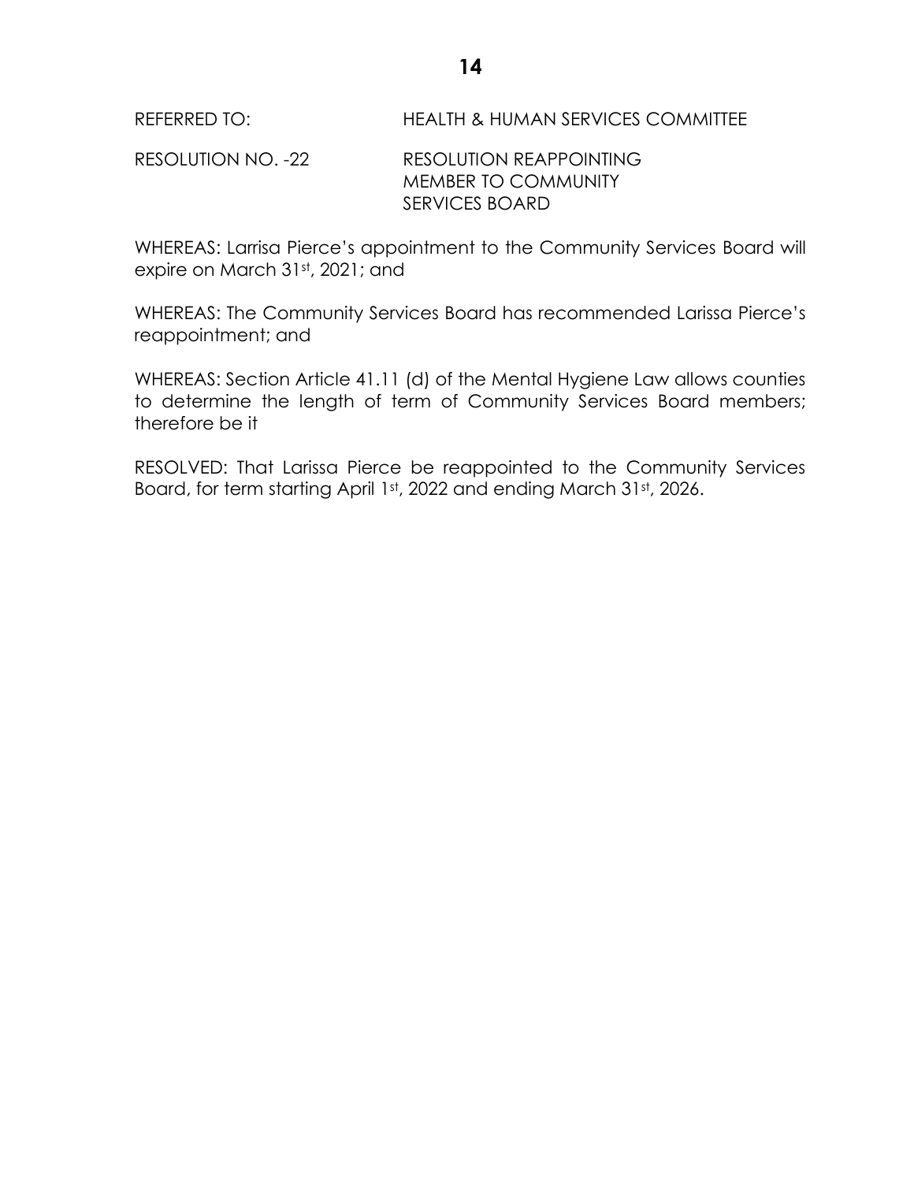REFERRED TO: HEALTH & HUMAN SERVICES COMMITTEE

RESOLUTION NO. -22 RESOLUTION REAPPOINTING MEMBER TO COMMUNITY SERVICES BOARD

WHEREAS: Larrisa Pierce's appointment to the Community Services Board will expire on March 31st, 2021; and

WHEREAS: The Community Services Board has recommended Larissa Pierce's reappointment; and

WHEREAS: Section Article 41.11 (d) of the Mental Hygiene Law allows counties to determine the length of term of Community Services Board members; therefore be it

RESOLVED: That Larissa Pierce be reappointed to the Community Services Board, for term starting April 1st, 2022 and ending March 31st, 2026.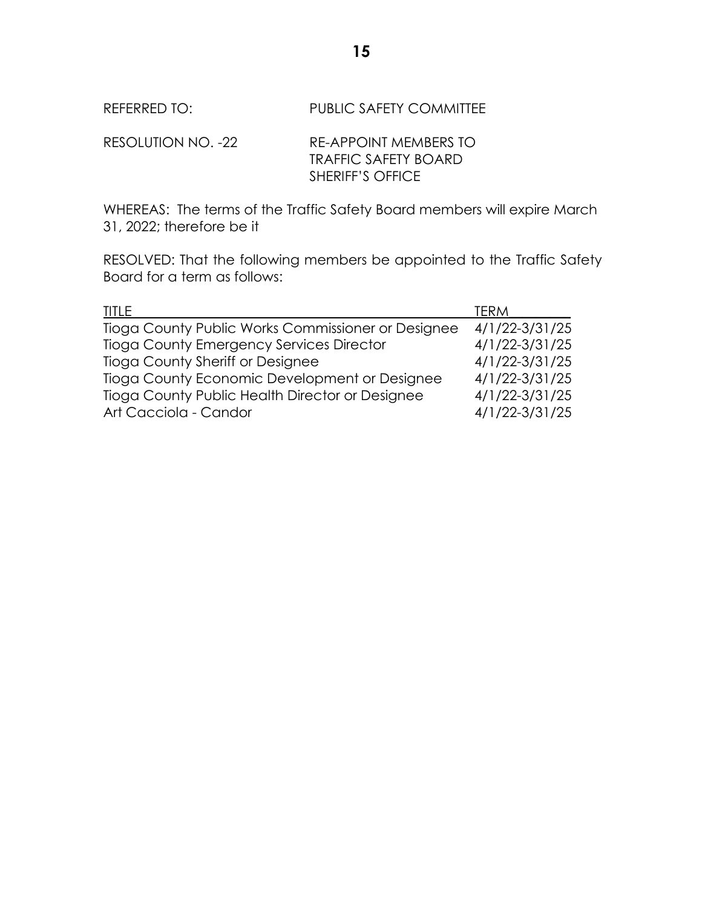REFERRED TO: PUBLIC SAFETY COMMITTEE

RESOLUTION NO. -22 RE-APPOINT MEMBERS TO TRAFFIC SAFETY BOARD SHERIFF'S OFFICE

WHEREAS: The terms of the Traffic Safety Board members will expire March 31, 2022; therefore be it

RESOLVED: That the following members be appointed to the Traffic Safety Board for a term as follows:

| TITLE | TERM |
|---|---|
| Tioga County Public Works Commissioner or Designee | 4/1/22-3/31/25 |
| Tioga County Emergency Services Director | 4/1/22-3/31/25 |
| Tioga County Sheriff or Designee | 4/1/22-3/31/25 |
| Tioga County Economic Development or Designee | 4/1/22-3/31/25 |
| Tioga County Public Health Director or Designee | 4/1/22-3/31/25 |
| Art Cacciola - Candor | 4/1/22-3/31/25 |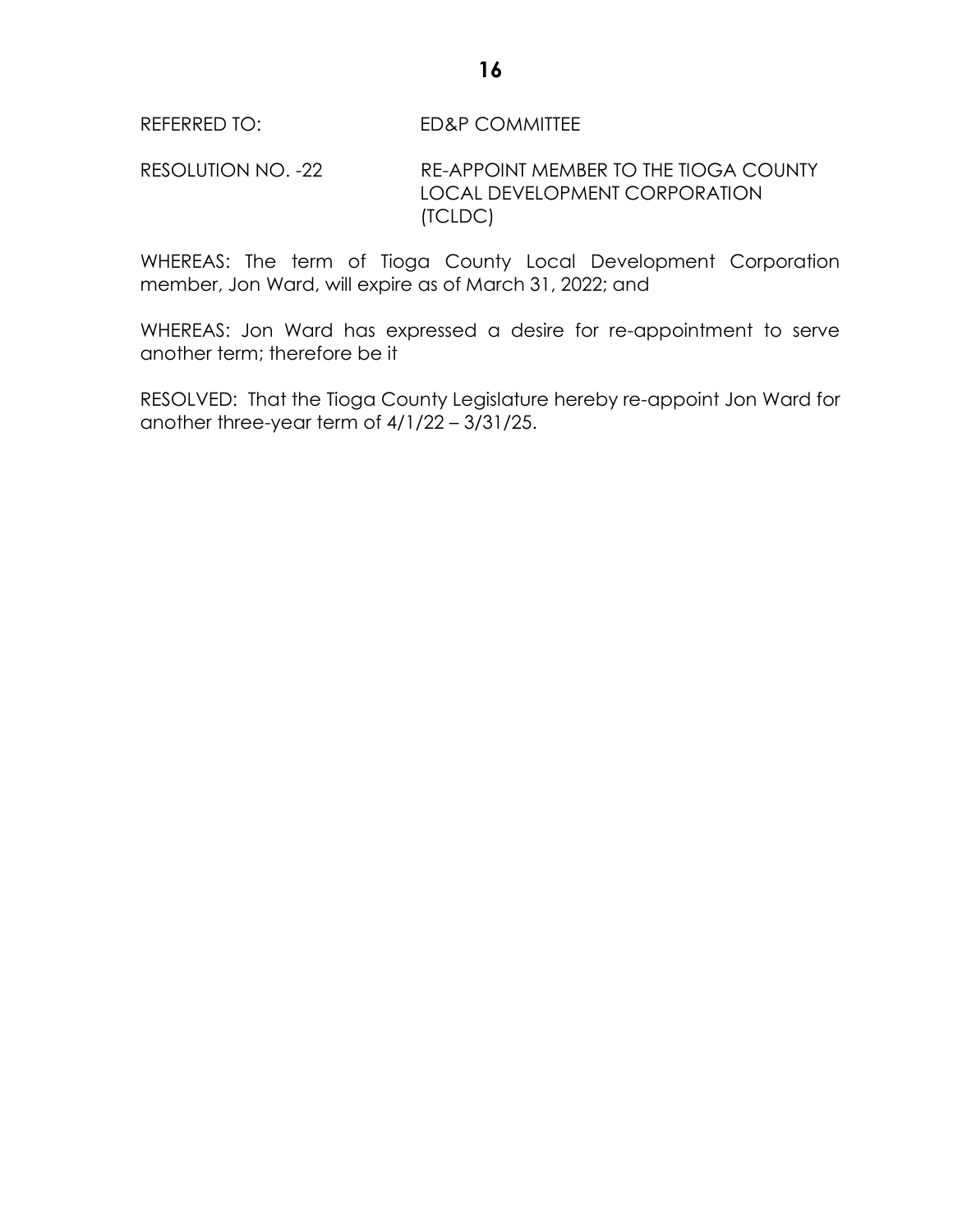REFERRED TO: ED&P COMMITTEE

RESOLUTION NO. -22 RE-APPOINT MEMBER TO THE TIOGA COUNTY LOCAL DEVELOPMENT CORPORATION (TCLDC)

WHEREAS: The term of Tioga County Local Development Corporation member, Jon Ward, will expire as of March 31, 2022; and

WHEREAS: Jon Ward has expressed a desire for re-appointment to serve another term; therefore be it

RESOLVED: That the Tioga County Legislature hereby re-appoint Jon Ward for another three-year term of 4/1/22 – 3/31/25.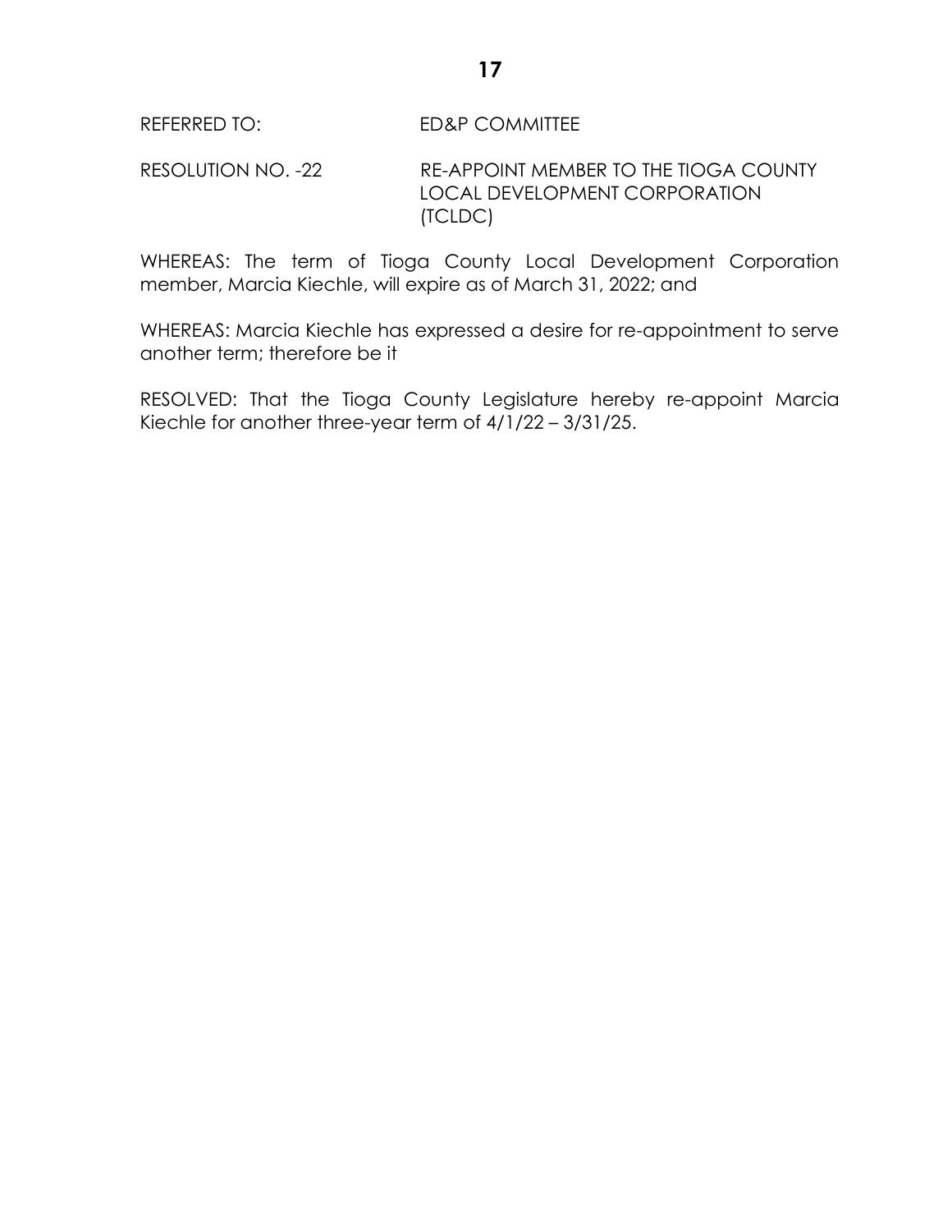REFERRED TO: ED&P COMMITTEE

RESOLUTION NO. -22 RE-APPOINT MEMBER TO THE TIOGA COUNTY LOCAL DEVELOPMENT CORPORATION (TCLDC)

WHEREAS: The term of Tioga County Local Development Corporation member, Marcia Kiechle, will expire as of March 31, 2022; and

WHEREAS: Marcia Kiechle has expressed a desire for re-appointment to serve another term; therefore be it

RESOLVED: That the Tioga County Legislature hereby re-appoint Marcia Kiechle for another three-year term of 4/1/22 – 3/31/25.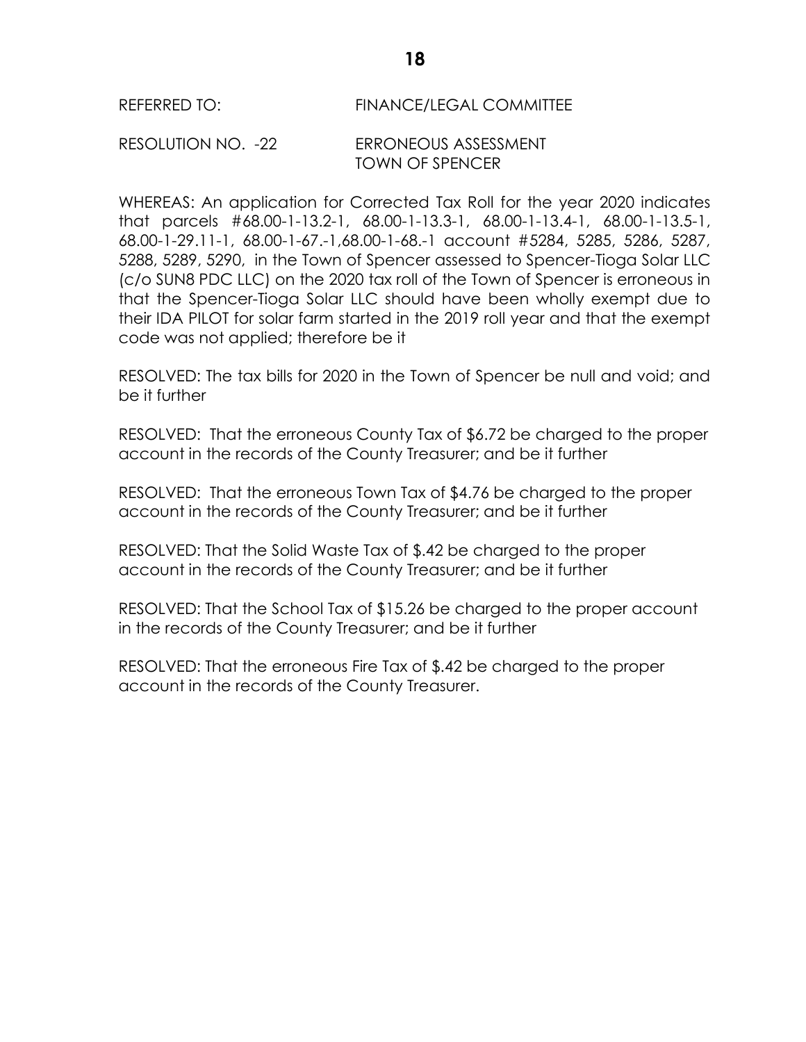REFERRED TO: FINANCE/LEGAL COMMITTEE

RESOLUTION NO. -22 ERRONEOUS ASSESSMENT
TOWN OF SPENCER

WHEREAS: An application for Corrected Tax Roll for the year 2020 indicates that parcels #68.00-1-13.2-1, 68.00-1-13.3-1, 68.00-1-13.4-1, 68.00-1-13.5-1, 68.00-1-29.11-1, 68.00-1-67.-1,68.00-1-68.-1 account #5284, 5285, 5286, 5287, 5288, 5289, 5290, in the Town of Spencer assessed to Spencer-Tioga Solar LLC (c/o SUN8 PDC LLC) on the 2020 tax roll of the Town of Spencer is erroneous in that the Spencer-Tioga Solar LLC should have been wholly exempt due to their IDA PILOT for solar farm started in the 2019 roll year and that the exempt code was not applied; therefore be it

RESOLVED: The tax bills for 2020 in the Town of Spencer be null and void; and be it further

RESOLVED: That the erroneous County Tax of $6.72 be charged to the proper account in the records of the County Treasurer; and be it further

RESOLVED: That the erroneous Town Tax of $4.76 be charged to the proper account in the records of the County Treasurer; and be it further

RESOLVED: That the Solid Waste Tax of $.42 be charged to the proper account in the records of the County Treasurer; and be it further

RESOLVED: That the School Tax of $15.26 be charged to the proper account in the records of the County Treasurer; and be it further

RESOLVED: That the erroneous Fire Tax of $.42 be charged to the proper account in the records of the County Treasurer.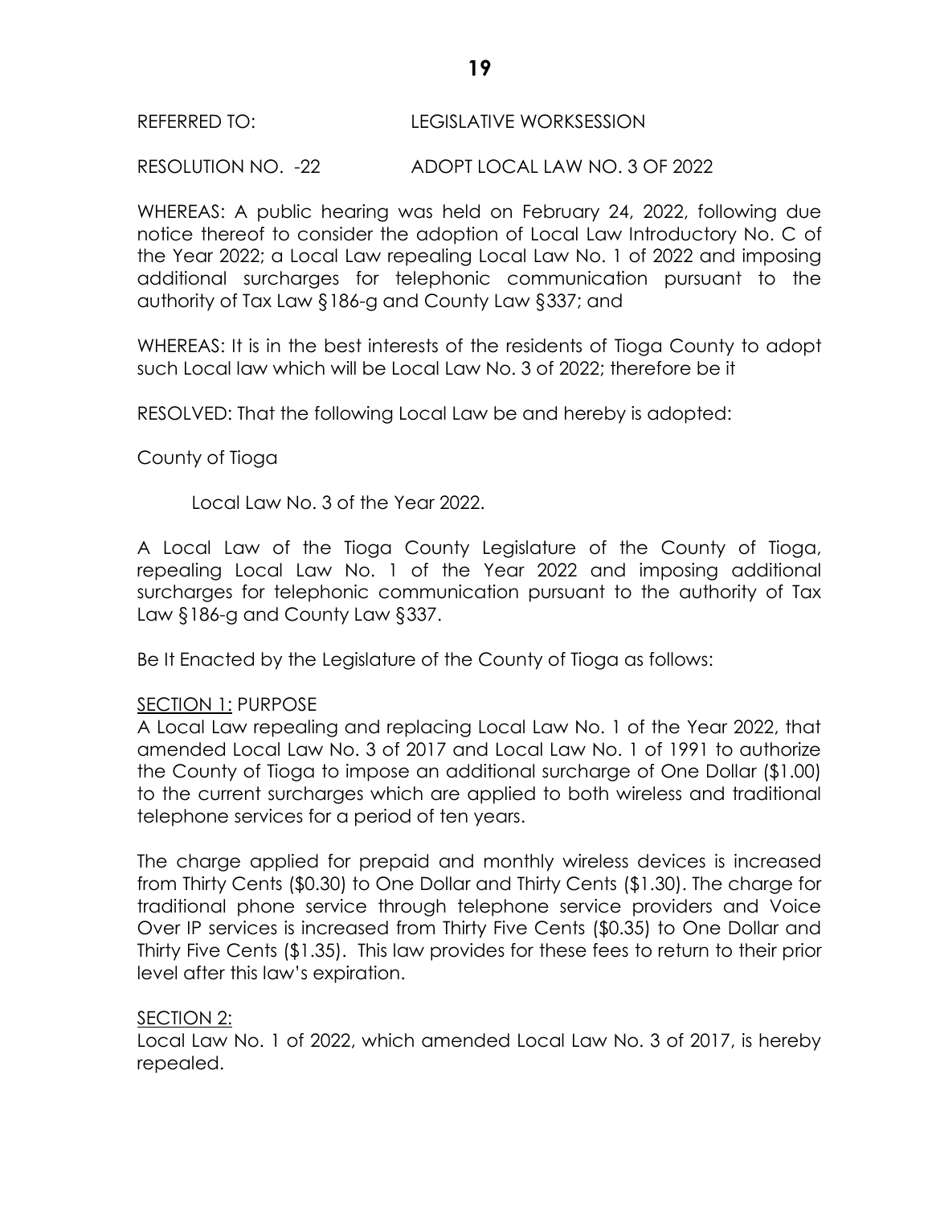REFERRED TO: LEGISLATIVE WORKSESSION

RESOLUTION NO. -22 ADOPT LOCAL LAW NO. 3 OF 2022

WHEREAS: A public hearing was held on February 24, 2022, following due notice thereof to consider the adoption of Local Law Introductory No. C of the Year 2022; a Local Law repealing Local Law No. 1 of 2022 and imposing additional surcharges for telephonic communication pursuant to the authority of Tax Law §186-g and County Law §337; and

WHEREAS: It is in the best interests of the residents of Tioga County to adopt such Local law which will be Local Law No. 3 of 2022; therefore be it

RESOLVED: That the following Local Law be and hereby is adopted:

County of Tioga

Local Law No. 3 of the Year 2022.

A Local Law of the Tioga County Legislature of the County of Tioga, repealing Local Law No. 1 of the Year 2022 and imposing additional surcharges for telephonic communication pursuant to the authority of Tax Law §186-g and County Law §337.

Be It Enacted by the Legislature of the County of Tioga as follows:

<u>SECTION 1:</u> PURPOSE

A Local Law repealing and replacing Local Law No. 1 of the Year 2022, that amended Local Law No. 3 of 2017 and Local Law No. 1 of 1991 to authorize the County of Tioga to impose an additional surcharge of One Dollar ($1.00) to the current surcharges which are applied to both wireless and traditional telephone services for a period of ten years.

The charge applied for prepaid and monthly wireless devices is increased from Thirty Cents ($0.30) to One Dollar and Thirty Cents ($1.30). The charge for traditional phone service through telephone service providers and Voice Over IP services is increased from Thirty Five Cents ($0.35) to One Dollar and Thirty Five Cents ($1.35). This law provides for these fees to return to their prior level after this law's expiration.

<u>SECTION 2:</u>

Local Law No. 1 of 2022, which amended Local Law No. 3 of 2017, is hereby repealed.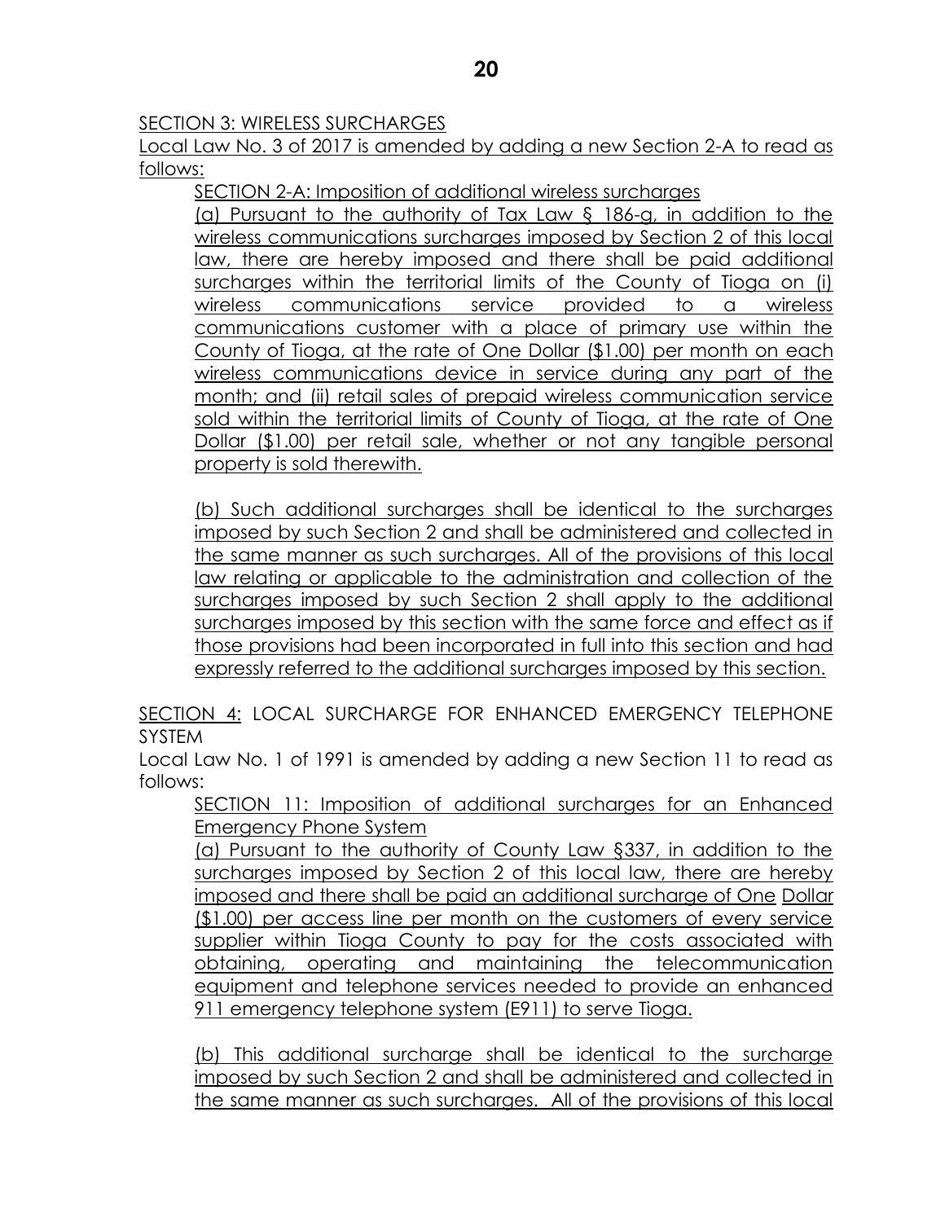SECTION 3: WIRELESS SURCHARGES

Local Law No. 3 of 2017 is amended by adding a new Section 2-A to read as follows:

SECTION 2-A: Imposition of additional wireless surcharges

(a) Pursuant to the authority of Tax Law § 186-g, in addition to the wireless communications surcharges imposed by Section 2 of this local law, there are hereby imposed and there shall be paid additional surcharges within the territorial limits of the County of Tioga on (i) wireless communications service provided to a wireless communications customer with a place of primary use within the County of Tioga, at the rate of One Dollar ($1.00) per month on each wireless communications device in service during any part of the month; and (ii) retail sales of prepaid wireless communication service sold within the territorial limits of County of Tioga, at the rate of One Dollar ($1.00) per retail sale, whether or not any tangible personal property is sold therewith.

(b) Such additional surcharges shall be identical to the surcharges imposed by such Section 2 and shall be administered and collected in the same manner as such surcharges. All of the provisions of this local law relating or applicable to the administration and collection of the surcharges imposed by such Section 2 shall apply to the additional surcharges imposed by this section with the same force and effect as if those provisions had been incorporated in full into this section and had expressly referred to the additional surcharges imposed by this section.

SECTION 4: LOCAL SURCHARGE FOR ENHANCED EMERGENCY TELEPHONE SYSTEM

Local Law No. 1 of 1991 is amended by adding a new Section 11 to read as follows:

SECTION 11: Imposition of additional surcharges for an Enhanced Emergency Phone System

(a) Pursuant to the authority of County Law §337, in addition to the surcharges imposed by Section 2 of this local law, there are hereby imposed and there shall be paid an additional surcharge of One Dollar ($1.00) per access line per month on the customers of every service supplier within Tioga County to pay for the costs associated with obtaining, operating and maintaining the telecommunication equipment and telephone services needed to provide an enhanced 911 emergency telephone system (E911) to serve Tioga.

(b) This additional surcharge shall be identical to the surcharge imposed by such Section 2 and shall be administered and collected in the same manner as such surcharges. All of the provisions of this local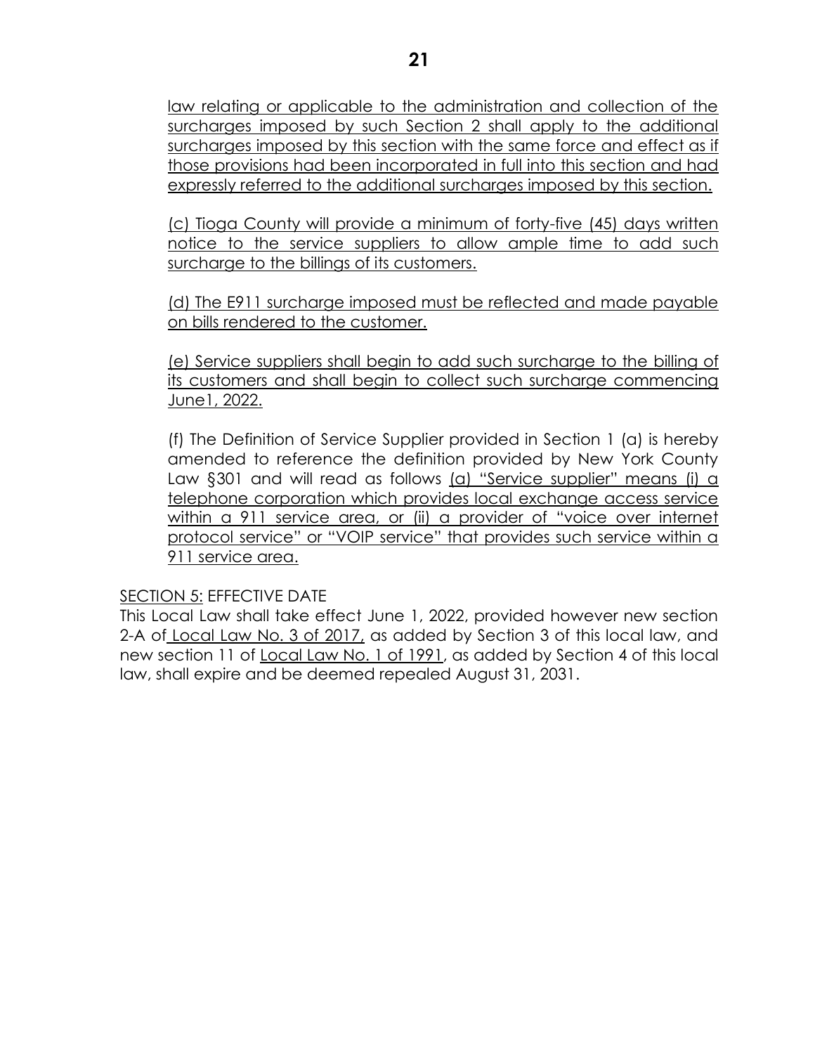law relating or applicable to the administration and collection of the surcharges imposed by such Section 2 shall apply to the additional surcharges imposed by this section with the same force and effect as if those provisions had been incorporated in full into this section and had expressly referred to the additional surcharges imposed by this section.

(c) Tioga County will provide a minimum of forty-five (45) days written notice to the service suppliers to allow ample time to add such surcharge to the billings of its customers.

(d) The E911 surcharge imposed must be reflected and made payable on bills rendered to the customer.

(e) Service suppliers shall begin to add such surcharge to the billing of its customers and shall begin to collect such surcharge commencing June1, 2022.

(f) The Definition of Service Supplier provided in Section 1 (a) is hereby amended to reference the definition provided by New York County Law §301 and will read as follows (a) "Service supplier" means (i) a telephone corporation which provides local exchange access service within a 911 service area, or (ii) a provider of "voice over internet protocol service" or "VOIP service" that provides such service within a 911 service area.

SECTION 5: EFFECTIVE DATE

This Local Law shall take effect June 1, 2022, provided however new section 2-A of Local Law No. 3 of 2017, as added by Section 3 of this local law, and new section 11 of Local Law No. 1 of 1991, as added by Section 4 of this local law, shall expire and be deemed repealed August 31, 2031.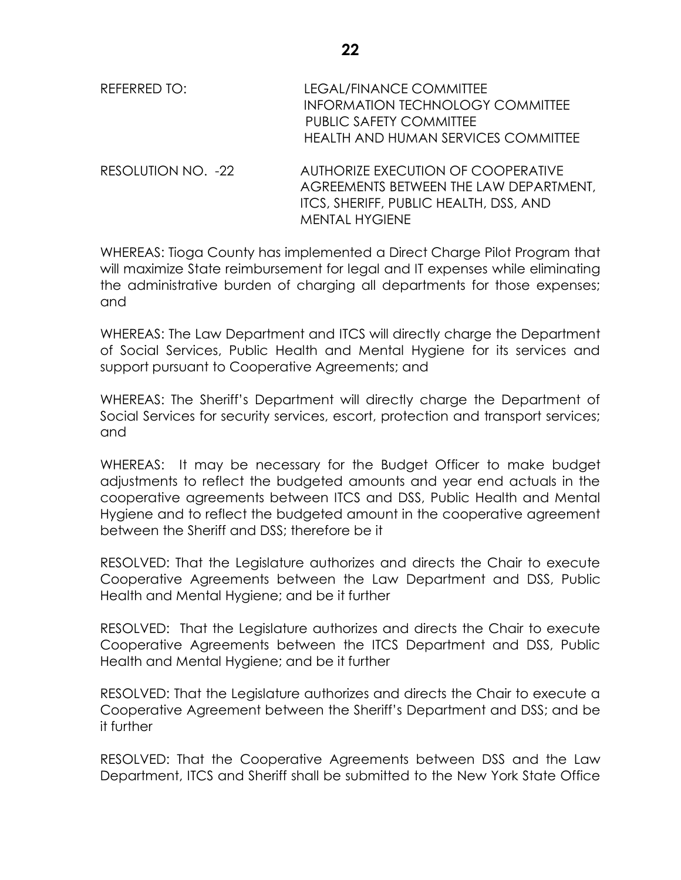REFERRED TO: LEGAL/FINANCE COMMITTEE
INFORMATION TECHNOLOGY COMMITTEE
PUBLIC SAFETY COMMITTEE
HEALTH AND HUMAN SERVICES COMMITTEE

RESOLUTION NO. -22 AUTHORIZE EXECUTION OF COOPERATIVE AGREEMENTS BETWEEN THE LAW DEPARTMENT, ITCS, SHERIFF, PUBLIC HEALTH, DSS, AND MENTAL HYGIENE

WHEREAS: Tioga County has implemented a Direct Charge Pilot Program that will maximize State reimbursement for legal and IT expenses while eliminating the administrative burden of charging all departments for those expenses; and

WHEREAS: The Law Department and ITCS will directly charge the Department of Social Services, Public Health and Mental Hygiene for its services and support pursuant to Cooperative Agreements; and

WHEREAS: The Sheriff's Department will directly charge the Department of Social Services for security services, escort, protection and transport services; and

WHEREAS: It may be necessary for the Budget Officer to make budget adjustments to reflect the budgeted amounts and year end actuals in the cooperative agreements between ITCS and DSS, Public Health and Mental Hygiene and to reflect the budgeted amount in the cooperative agreement between the Sheriff and DSS; therefore be it

RESOLVED: That the Legislature authorizes and directs the Chair to execute Cooperative Agreements between the Law Department and DSS, Public Health and Mental Hygiene; and be it further

RESOLVED: That the Legislature authorizes and directs the Chair to execute Cooperative Agreements between the ITCS Department and DSS, Public Health and Mental Hygiene; and be it further

RESOLVED: That the Legislature authorizes and directs the Chair to execute a Cooperative Agreement between the Sheriff's Department and DSS; and be it further

RESOLVED: That the Cooperative Agreements between DSS and the Law Department, ITCS and Sheriff shall be submitted to the New York State Office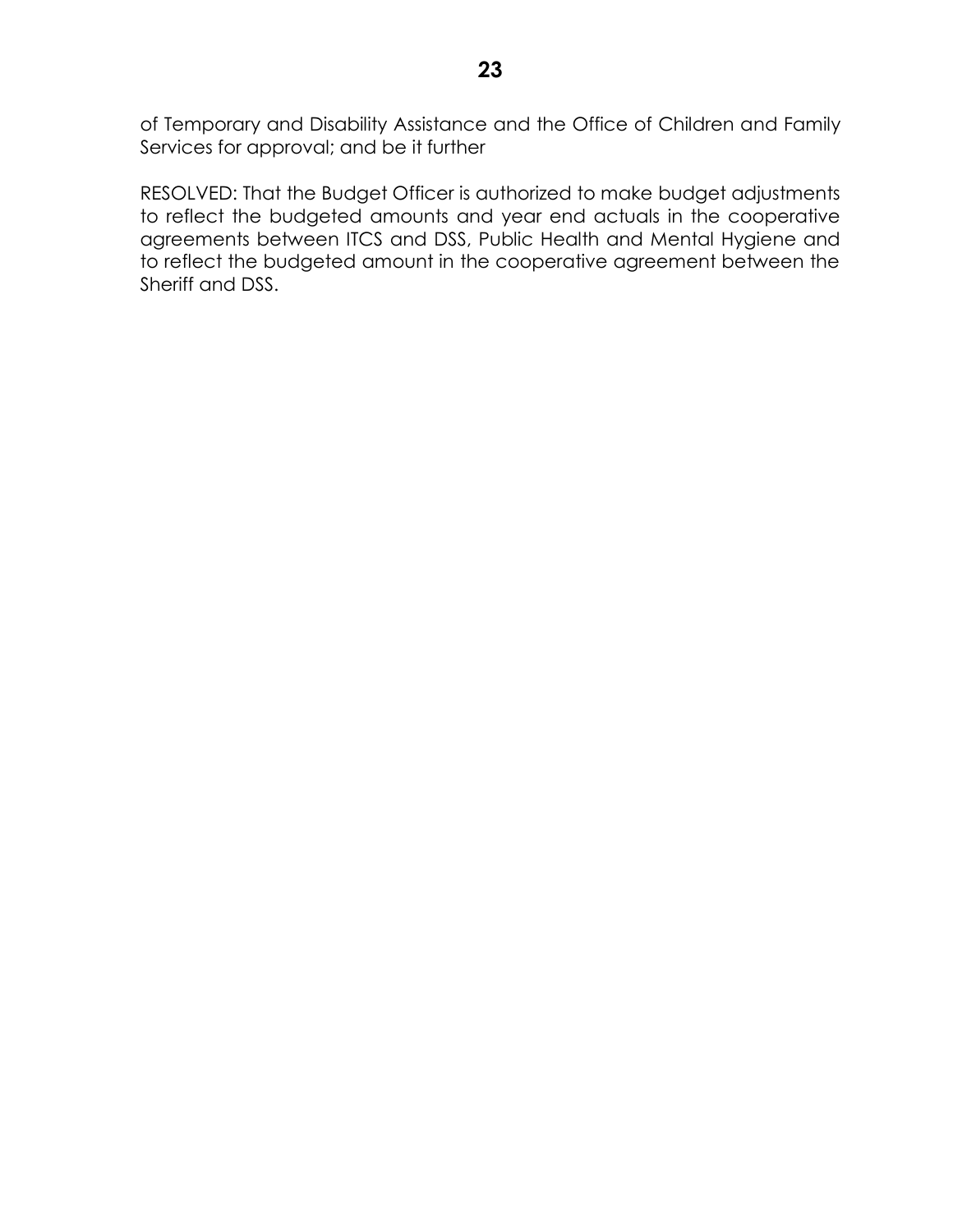of Temporary and Disability Assistance and the Office of Children and Family Services for approval; and be it further

RESOLVED: That the Budget Officer is authorized to make budget adjustments to reflect the budgeted amounts and year end actuals in the cooperative agreements between ITCS and DSS, Public Health and Mental Hygiene and to reflect the budgeted amount in the cooperative agreement between the Sheriff and DSS.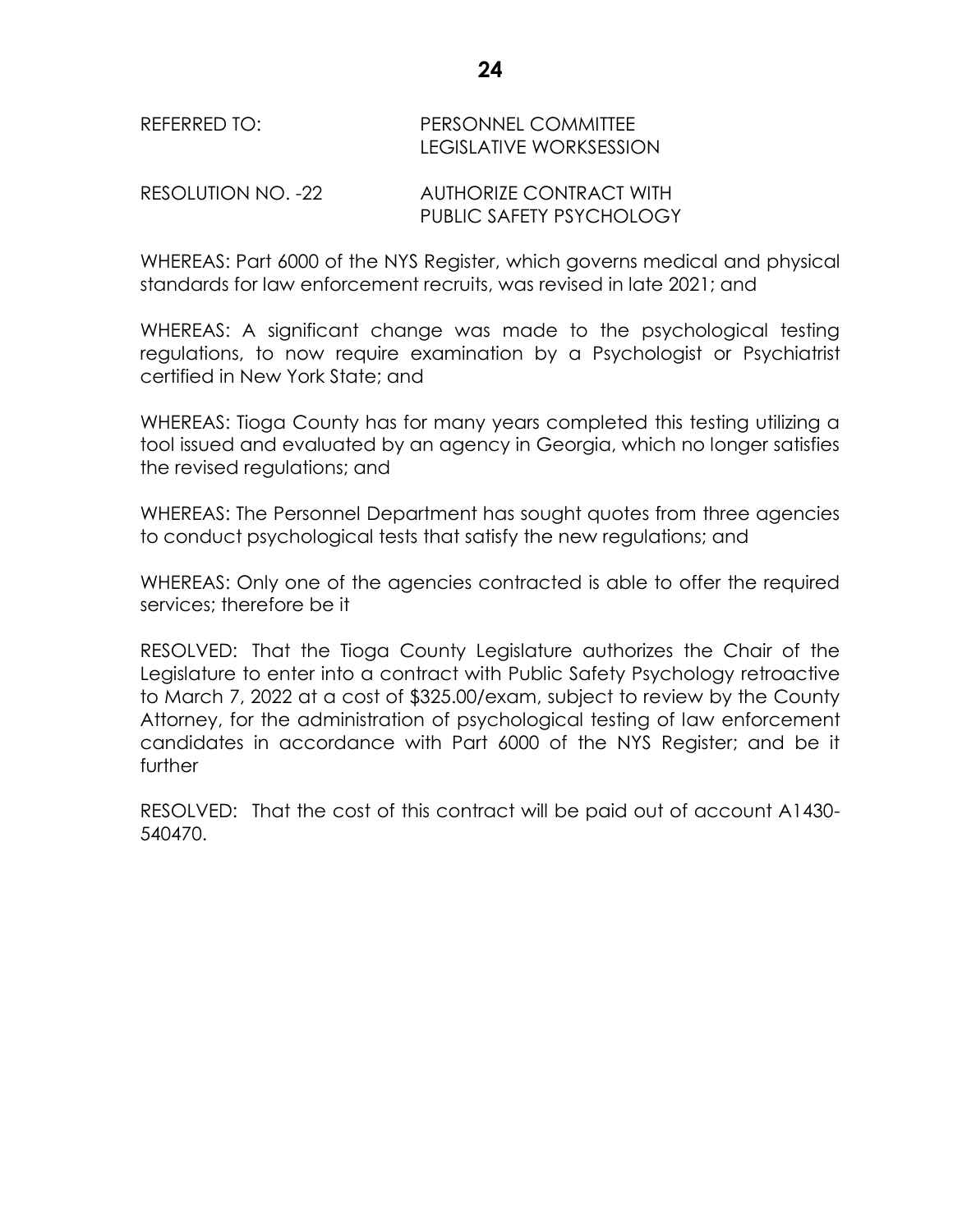REFERRED TO: PERSONNEL COMMITTEE
LEGISLATIVE WORKSESSION

RESOLUTION NO. -22 AUTHORIZE CONTRACT WITH
PUBLIC SAFETY PSYCHOLOGY

WHEREAS: Part 6000 of the NYS Register, which governs medical and physical standards for law enforcement recruits, was revised in late 2021; and

WHEREAS: A significant change was made to the psychological testing regulations, to now require examination by a Psychologist or Psychiatrist certified in New York State; and

WHEREAS: Tioga County has for many years completed this testing utilizing a tool issued and evaluated by an agency in Georgia, which no longer satisfies the revised regulations; and

WHEREAS: The Personnel Department has sought quotes from three agencies to conduct psychological tests that satisfy the new regulations; and

WHEREAS: Only one of the agencies contracted is able to offer the required services; therefore be it

RESOLVED: That the Tioga County Legislature authorizes the Chair of the Legislature to enter into a contract with Public Safety Psychology retroactive to March 7, 2022 at a cost of $325.00/exam, subject to review by the County Attorney, for the administration of psychological testing of law enforcement candidates in accordance with Part 6000 of the NYS Register; and be it further

RESOLVED: That the cost of this contract will be paid out of account A1430-540470.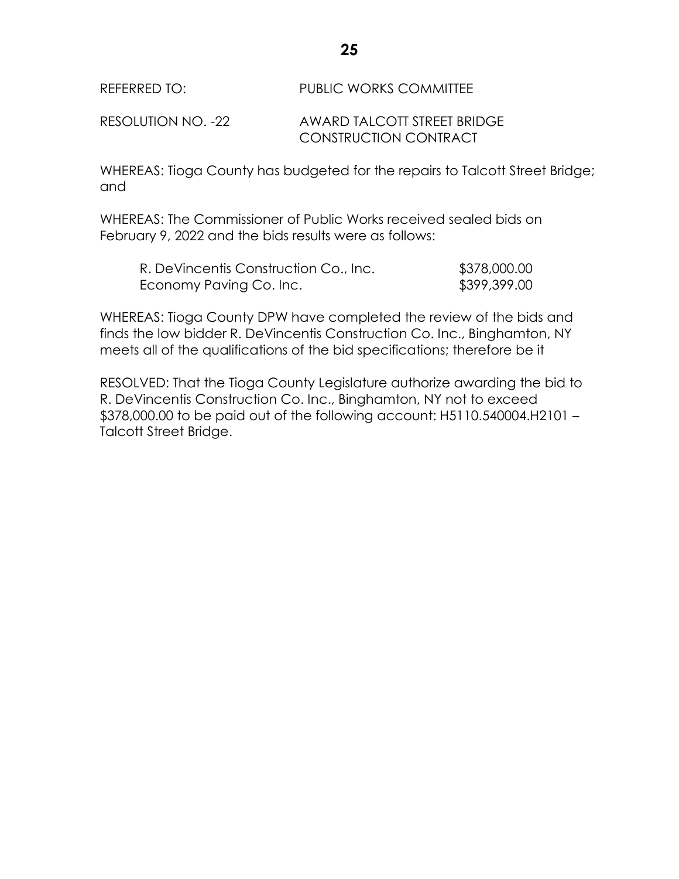REFERRED TO: PUBLIC WORKS COMMITTEE

RESOLUTION NO. -22 AWARD TALCOTT STREET BRIDGE CONSTRUCTION CONTRACT

WHEREAS: Tioga County has budgeted for the repairs to Talcott Street Bridge; and

WHEREAS: The Commissioner of Public Works received sealed bids on February 9, 2022 and the bids results were as follows:

| | |
|---|---|
| R. DeVincentis Construction Co., Inc. | \$378,000.00 |
| Economy Paving Co. Inc. | \$399,399.00 |

WHEREAS: Tioga County DPW have completed the review of the bids and finds the low bidder R. DeVincentis Construction Co. Inc., Binghamton, NY meets all of the qualifications of the bid specifications; therefore be it

RESOLVED: That the Tioga County Legislature authorize awarding the bid to R. DeVincentis Construction Co. Inc., Binghamton, NY not to exceed \$378,000.00 to be paid out of the following account: H5110.540004.H2101 – Talcott Street Bridge.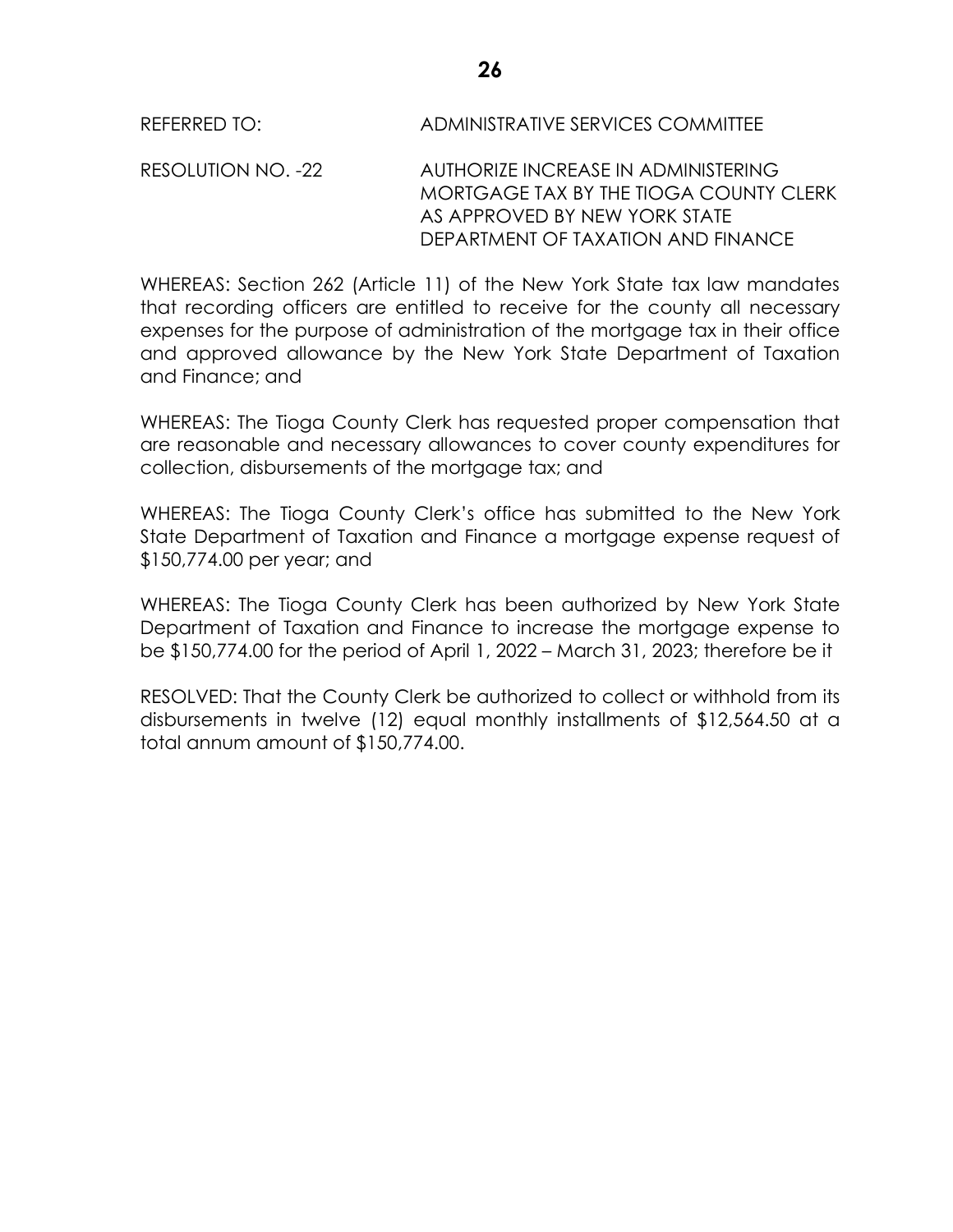REFERRED TO: ADMINISTRATIVE SERVICES COMMITTEE

RESOLUTION NO. -22 AUTHORIZE INCREASE IN ADMINISTERING MORTGAGE TAX BY THE TIOGA COUNTY CLERK AS APPROVED BY NEW YORK STATE DEPARTMENT OF TAXATION AND FINANCE

WHEREAS: Section 262 (Article 11) of the New York State tax law mandates that recording officers are entitled to receive for the county all necessary expenses for the purpose of administration of the mortgage tax in their office and approved allowance by the New York State Department of Taxation and Finance; and

WHEREAS: The Tioga County Clerk has requested proper compensation that are reasonable and necessary allowances to cover county expenditures for collection, disbursements of the mortgage tax; and

WHEREAS: The Tioga County Clerk's office has submitted to the New York State Department of Taxation and Finance a mortgage expense request of $150,774.00 per year; and

WHEREAS: The Tioga County Clerk has been authorized by New York State Department of Taxation and Finance to increase the mortgage expense to be $150,774.00 for the period of April 1, 2022 – March 31, 2023; therefore be it

RESOLVED: That the County Clerk be authorized to collect or withhold from its disbursements in twelve (12) equal monthly installments of $12,564.50 at a total annum amount of $150,774.00.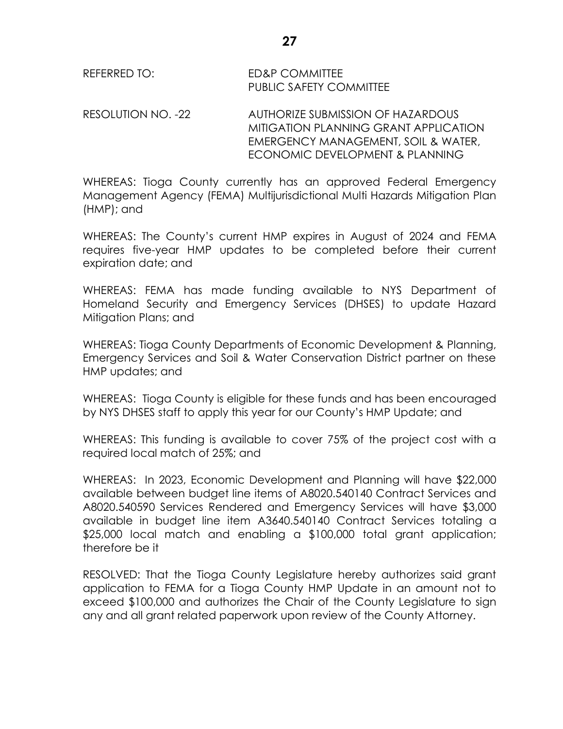REFERRED TO: ED&P COMMITTEE
PUBLIC SAFETY COMMITTEE

RESOLUTION NO. -22 AUTHORIZE SUBMISSION OF HAZARDOUS MITIGATION PLANNING GRANT APPLICATION EMERGENCY MANAGEMENT, SOIL & WATER, ECONOMIC DEVELOPMENT & PLANNING

WHEREAS: Tioga County currently has an approved Federal Emergency Management Agency (FEMA) Multijurisdictional Multi Hazards Mitigation Plan (HMP); and

WHEREAS: The County's current HMP expires in August of 2024 and FEMA requires five-year HMP updates to be completed before their current expiration date; and

WHEREAS: FEMA has made funding available to NYS Department of Homeland Security and Emergency Services (DHSES) to update Hazard Mitigation Plans; and

WHEREAS: Tioga County Departments of Economic Development & Planning, Emergency Services and Soil & Water Conservation District partner on these HMP updates; and

WHEREAS: Tioga County is eligible for these funds and has been encouraged by NYS DHSES staff to apply this year for our County's HMP Update; and

WHEREAS: This funding is available to cover 75% of the project cost with a required local match of 25%; and

WHEREAS: In 2023, Economic Development and Planning will have $22,000 available between budget line items of A8020.540140 Contract Services and A8020.540590 Services Rendered and Emergency Services will have $3,000 available in budget line item A3640.540140 Contract Services totaling a $25,000 local match and enabling a $100,000 total grant application; therefore be it

RESOLVED: That the Tioga County Legislature hereby authorizes said grant application to FEMA for a Tioga County HMP Update in an amount not to exceed $100,000 and authorizes the Chair of the County Legislature to sign any and all grant related paperwork upon review of the County Attorney.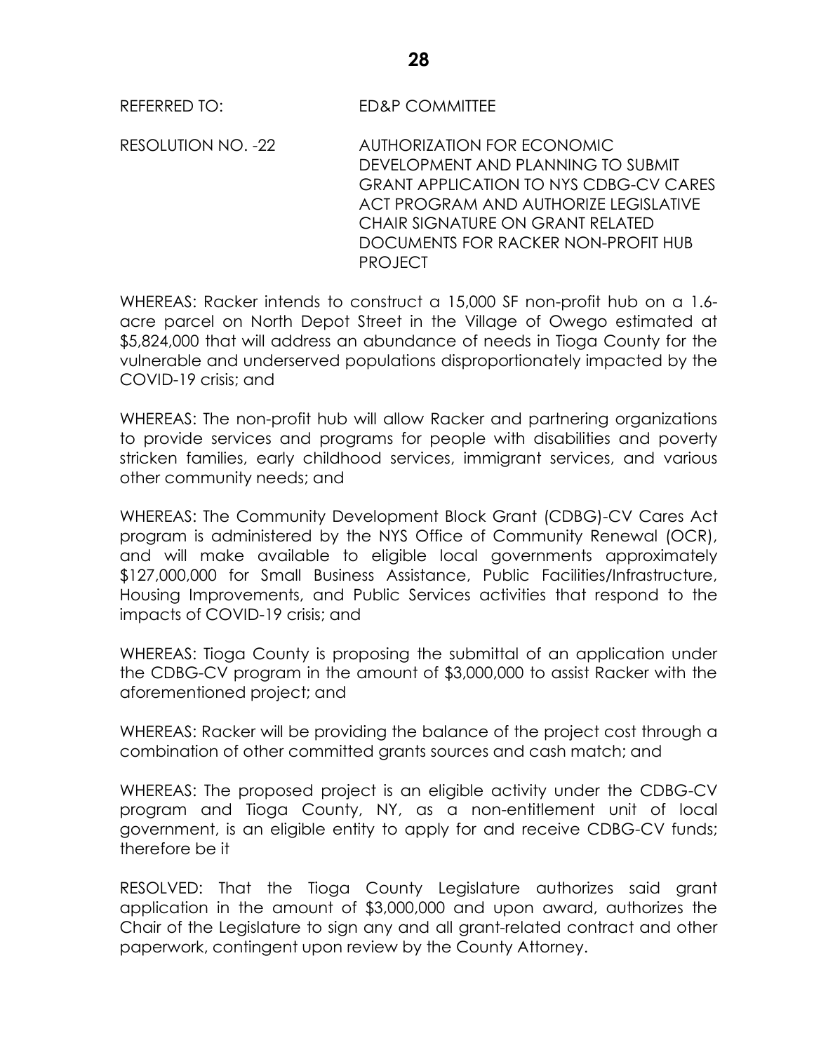REFERRED TO: ED&P COMMITTEE

RESOLUTION NO. -22 AUTHORIZATION FOR ECONOMIC DEVELOPMENT AND PLANNING TO SUBMIT GRANT APPLICATION TO NYS CDBG-CV CARES ACT PROGRAM AND AUTHORIZE LEGISLATIVE CHAIR SIGNATURE ON GRANT RELATED DOCUMENTS FOR RACKER NON-PROFIT HUB PROJECT

WHEREAS: Racker intends to construct a 15,000 SF non-profit hub on a 1.6-acre parcel on North Depot Street in the Village of Owego estimated at $5,824,000 that will address an abundance of needs in Tioga County for the vulnerable and underserved populations disproportionately impacted by the COVID-19 crisis; and

WHEREAS: The non-profit hub will allow Racker and partnering organizations to provide services and programs for people with disabilities and poverty stricken families, early childhood services, immigrant services, and various other community needs; and

WHEREAS: The Community Development Block Grant (CDBG)-CV Cares Act program is administered by the NYS Office of Community Renewal (OCR), and will make available to eligible local governments approximately $127,000,000 for Small Business Assistance, Public Facilities/Infrastructure, Housing Improvements, and Public Services activities that respond to the impacts of COVID-19 crisis; and

WHEREAS: Tioga County is proposing the submittal of an application under the CDBG-CV program in the amount of $3,000,000 to assist Racker with the aforementioned project; and

WHEREAS: Racker will be providing the balance of the project cost through a combination of other committed grants sources and cash match; and

WHEREAS: The proposed project is an eligible activity under the CDBG-CV program and Tioga County, NY, as a non-entitlement unit of local government, is an eligible entity to apply for and receive CDBG-CV funds; therefore be it

RESOLVED: That the Tioga County Legislature authorizes said grant application in the amount of $3,000,000 and upon award, authorizes the Chair of the Legislature to sign any and all grant-related contract and other paperwork, contingent upon review by the County Attorney.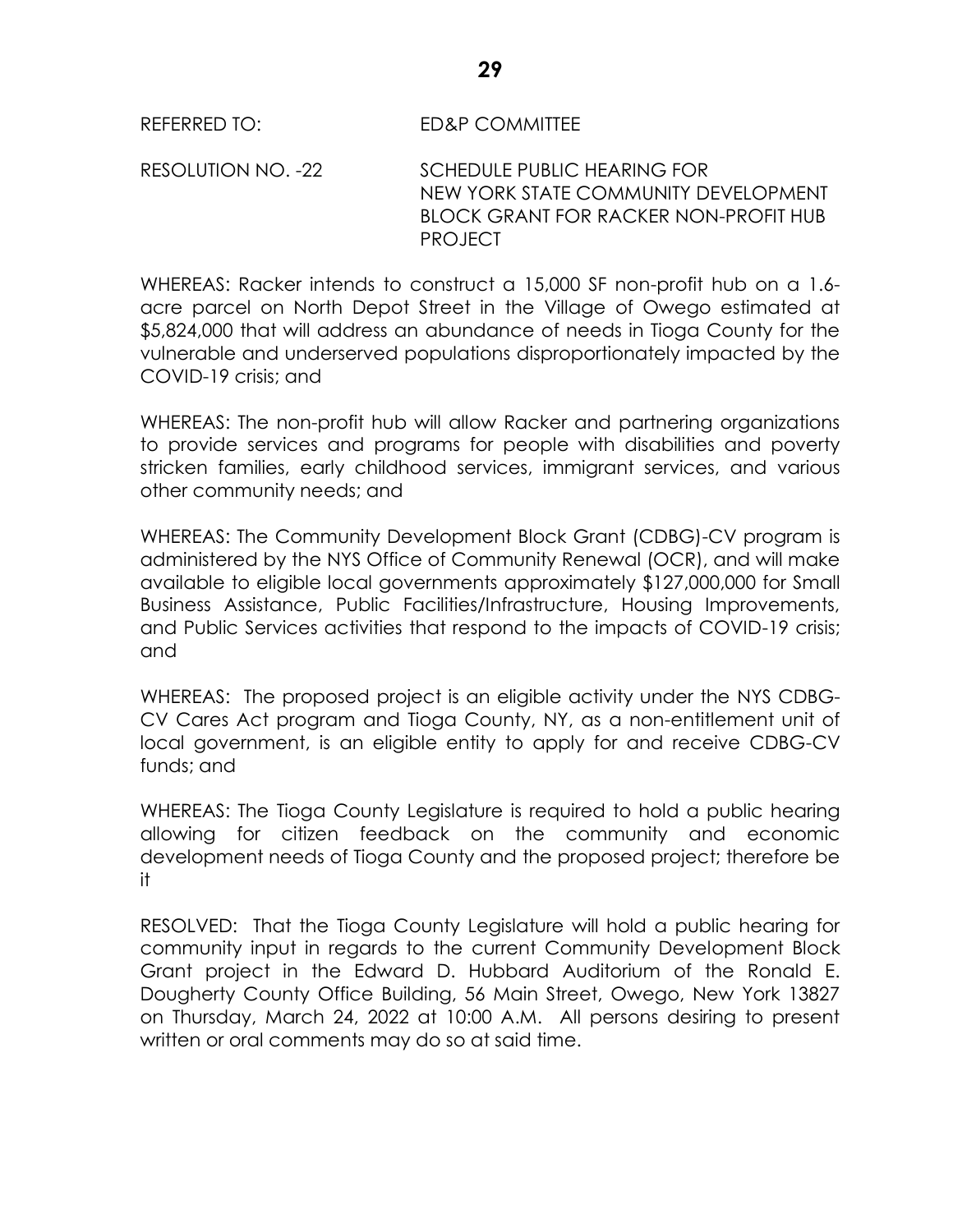REFERRED TO: ED&P COMMITTEE

RESOLUTION NO. -22 SCHEDULE PUBLIC HEARING FOR NEW YORK STATE COMMUNITY DEVELOPMENT BLOCK GRANT FOR RACKER NON-PROFIT HUB PROJECT

WHEREAS: Racker intends to construct a 15,000 SF non-profit hub on a 1.6-acre parcel on North Depot Street in the Village of Owego estimated at $5,824,000 that will address an abundance of needs in Tioga County for the vulnerable and underserved populations disproportionately impacted by the COVID-19 crisis; and

WHEREAS: The non-profit hub will allow Racker and partnering organizations to provide services and programs for people with disabilities and poverty stricken families, early childhood services, immigrant services, and various other community needs; and

WHEREAS: The Community Development Block Grant (CDBG)-CV program is administered by the NYS Office of Community Renewal (OCR), and will make available to eligible local governments approximately $127,000,000 for Small Business Assistance, Public Facilities/Infrastructure, Housing Improvements, and Public Services activities that respond to the impacts of COVID-19 crisis; and

WHEREAS: The proposed project is an eligible activity under the NYS CDBG-CV Cares Act program and Tioga County, NY, as a non-entitlement unit of local government, is an eligible entity to apply for and receive CDBG-CV funds; and

WHEREAS: The Tioga County Legislature is required to hold a public hearing allowing for citizen feedback on the community and economic development needs of Tioga County and the proposed project; therefore be it

RESOLVED: That the Tioga County Legislature will hold a public hearing for community input in regards to the current Community Development Block Grant project in the Edward D. Hubbard Auditorium of the Ronald E. Dougherty County Office Building, 56 Main Street, Owego, New York 13827 on Thursday, March 24, 2022 at 10:00 A.M. All persons desiring to present written or oral comments may do so at said time.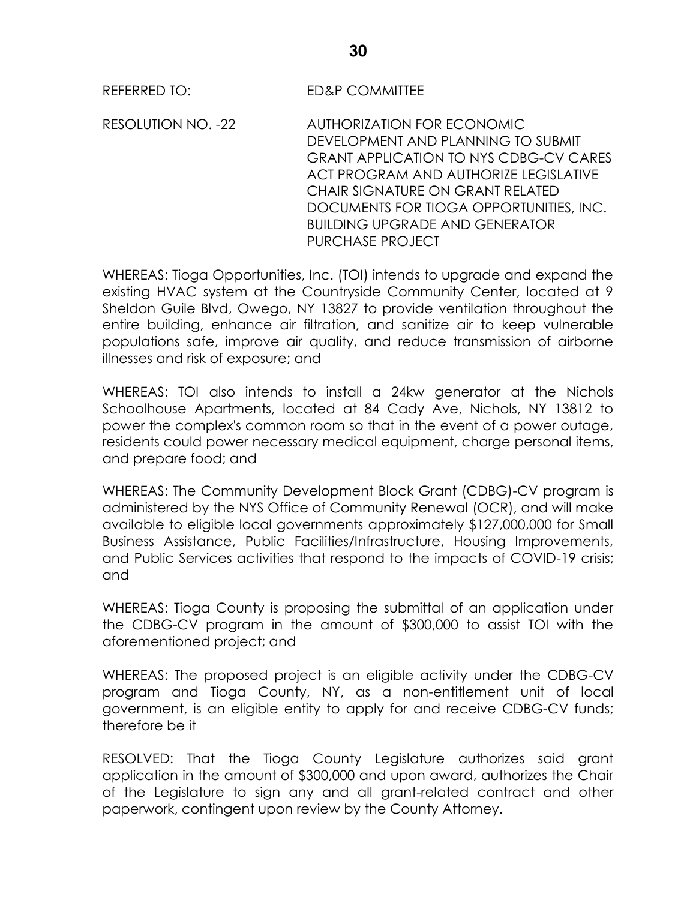REFERRED TO: ED&P COMMITTEE

RESOLUTION NO. -22 AUTHORIZATION FOR ECONOMIC DEVELOPMENT AND PLANNING TO SUBMIT GRANT APPLICATION TO NYS CDBG-CV CARES ACT PROGRAM AND AUTHORIZE LEGISLATIVE CHAIR SIGNATURE ON GRANT RELATED DOCUMENTS FOR TIOGA OPPORTUNITIES, INC. BUILDING UPGRADE AND GENERATOR PURCHASE PROJECT

WHEREAS: Tioga Opportunities, Inc. (TOI) intends to upgrade and expand the existing HVAC system at the Countryside Community Center, located at 9 Sheldon Guile Blvd, Owego, NY 13827 to provide ventilation throughout the entire building, enhance air filtration, and sanitize air to keep vulnerable populations safe, improve air quality, and reduce transmission of airborne illnesses and risk of exposure; and

WHEREAS: TOI also intends to install a 24kw generator at the Nichols Schoolhouse Apartments, located at 84 Cady Ave, Nichols, NY 13812 to power the complex's common room so that in the event of a power outage, residents could power necessary medical equipment, charge personal items, and prepare food; and

WHEREAS: The Community Development Block Grant (CDBG)-CV program is administered by the NYS Office of Community Renewal (OCR), and will make available to eligible local governments approximately $127,000,000 for Small Business Assistance, Public Facilities/Infrastructure, Housing Improvements, and Public Services activities that respond to the impacts of COVID-19 crisis; and

WHEREAS: Tioga County is proposing the submittal of an application under the CDBG-CV program in the amount of $300,000 to assist TOI with the aforementioned project; and

WHEREAS: The proposed project is an eligible activity under the CDBG-CV program and Tioga County, NY, as a non-entitlement unit of local government, is an eligible entity to apply for and receive CDBG-CV funds; therefore be it

RESOLVED: That the Tioga County Legislature authorizes said grant application in the amount of $300,000 and upon award, authorizes the Chair of the Legislature to sign any and all grant-related contract and other paperwork, contingent upon review by the County Attorney.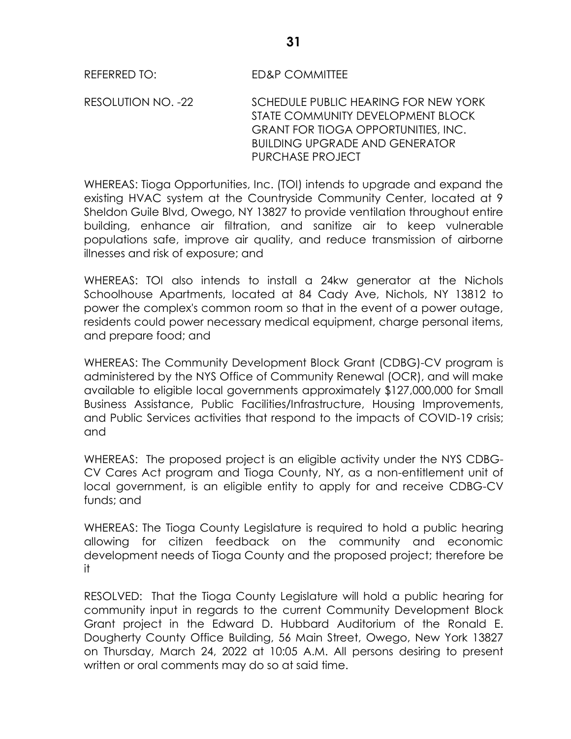REFERRED TO: ED&P COMMITTEE

RESOLUTION NO. -22 SCHEDULE PUBLIC HEARING FOR NEW YORK STATE COMMUNITY DEVELOPMENT BLOCK GRANT FOR TIOGA OPPORTUNITIES, INC. BUILDING UPGRADE AND GENERATOR PURCHASE PROJECT

WHEREAS: Tioga Opportunities, Inc. (TOI) intends to upgrade and expand the existing HVAC system at the Countryside Community Center, located at 9 Sheldon Guile Blvd, Owego, NY 13827 to provide ventilation throughout entire building, enhance air filtration, and sanitize air to keep vulnerable populations safe, improve air quality, and reduce transmission of airborne illnesses and risk of exposure; and

WHEREAS: TOI also intends to install a 24kw generator at the Nichols Schoolhouse Apartments, located at 84 Cady Ave, Nichols, NY 13812 to power the complex's common room so that in the event of a power outage, residents could power necessary medical equipment, charge personal items, and prepare food; and

WHEREAS: The Community Development Block Grant (CDBG)-CV program is administered by the NYS Office of Community Renewal (OCR), and will make available to eligible local governments approximately $127,000,000 for Small Business Assistance, Public Facilities/Infrastructure, Housing Improvements, and Public Services activities that respond to the impacts of COVID-19 crisis; and

WHEREAS: The proposed project is an eligible activity under the NYS CDBG-CV Cares Act program and Tioga County, NY, as a non-entitlement unit of local government, is an eligible entity to apply for and receive CDBG-CV funds; and

WHEREAS: The Tioga County Legislature is required to hold a public hearing allowing for citizen feedback on the community and economic development needs of Tioga County and the proposed project; therefore be it

RESOLVED: That the Tioga County Legislature will hold a public hearing for community input in regards to the current Community Development Block Grant project in the Edward D. Hubbard Auditorium of the Ronald E. Dougherty County Office Building, 56 Main Street, Owego, New York 13827 on Thursday, March 24, 2022 at 10:05 A.M. All persons desiring to present written or oral comments may do so at said time.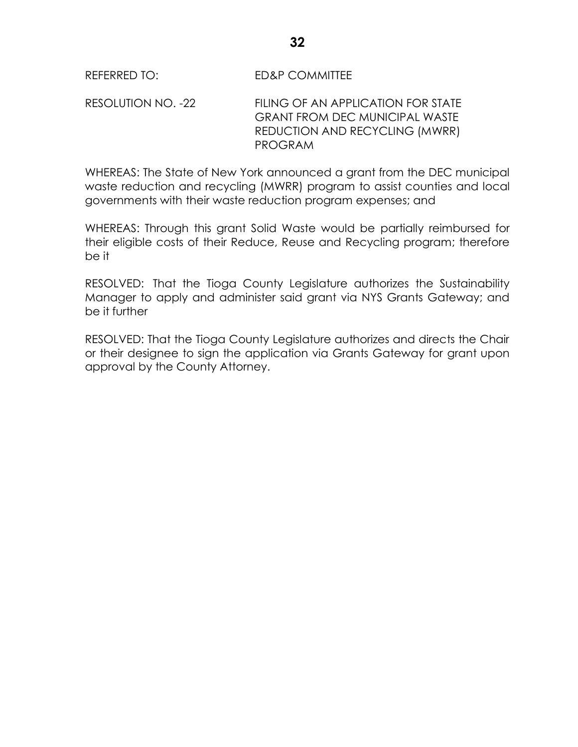REFERRED TO: ED&P COMMITTEE

RESOLUTION NO. -22 FILING OF AN APPLICATION FOR STATE GRANT FROM DEC MUNICIPAL WASTE REDUCTION AND RECYCLING (MWRR) PROGRAM

WHEREAS: The State of New York announced a grant from the DEC municipal waste reduction and recycling (MWRR) program to assist counties and local governments with their waste reduction program expenses; and

WHEREAS: Through this grant Solid Waste would be partially reimbursed for their eligible costs of their Reduce, Reuse and Recycling program; therefore be it

RESOLVED: That the Tioga County Legislature authorizes the Sustainability Manager to apply and administer said grant via NYS Grants Gateway; and be it further

RESOLVED: That the Tioga County Legislature authorizes and directs the Chair or their designee to sign the application via Grants Gateway for grant upon approval by the County Attorney.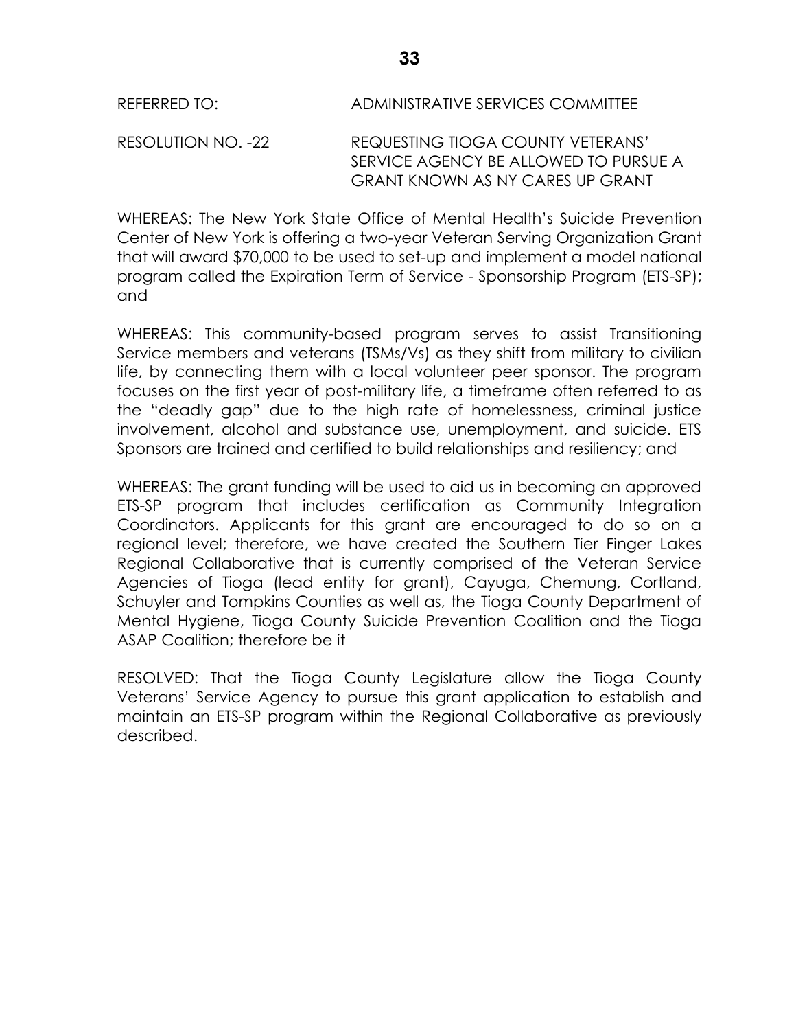REFERRED TO: ADMINISTRATIVE SERVICES COMMITTEE

RESOLUTION NO. -22 REQUESTING TIOGA COUNTY VETERANS' SERVICE AGENCY BE ALLOWED TO PURSUE A GRANT KNOWN AS NY CARES UP GRANT

WHEREAS: The New York State Office of Mental Health's Suicide Prevention Center of New York is offering a two-year Veteran Serving Organization Grant that will award $70,000 to be used to set-up and implement a model national program called the Expiration Term of Service - Sponsorship Program (ETS-SP); and

WHEREAS: This community-based program serves to assist Transitioning Service members and veterans (TSMs/Vs) as they shift from military to civilian life, by connecting them with a local volunteer peer sponsor. The program focuses on the first year of post-military life, a timeframe often referred to as the "deadly gap" due to the high rate of homelessness, criminal justice involvement, alcohol and substance use, unemployment, and suicide. ETS Sponsors are trained and certified to build relationships and resiliency; and

WHEREAS: The grant funding will be used to aid us in becoming an approved ETS-SP program that includes certification as Community Integration Coordinators. Applicants for this grant are encouraged to do so on a regional level; therefore, we have created the Southern Tier Finger Lakes Regional Collaborative that is currently comprised of the Veteran Service Agencies of Tioga (lead entity for grant), Cayuga, Chemung, Cortland, Schuyler and Tompkins Counties as well as, the Tioga County Department of Mental Hygiene, Tioga County Suicide Prevention Coalition and the Tioga ASAP Coalition; therefore be it

RESOLVED: That the Tioga County Legislature allow the Tioga County Veterans' Service Agency to pursue this grant application to establish and maintain an ETS-SP program within the Regional Collaborative as previously described.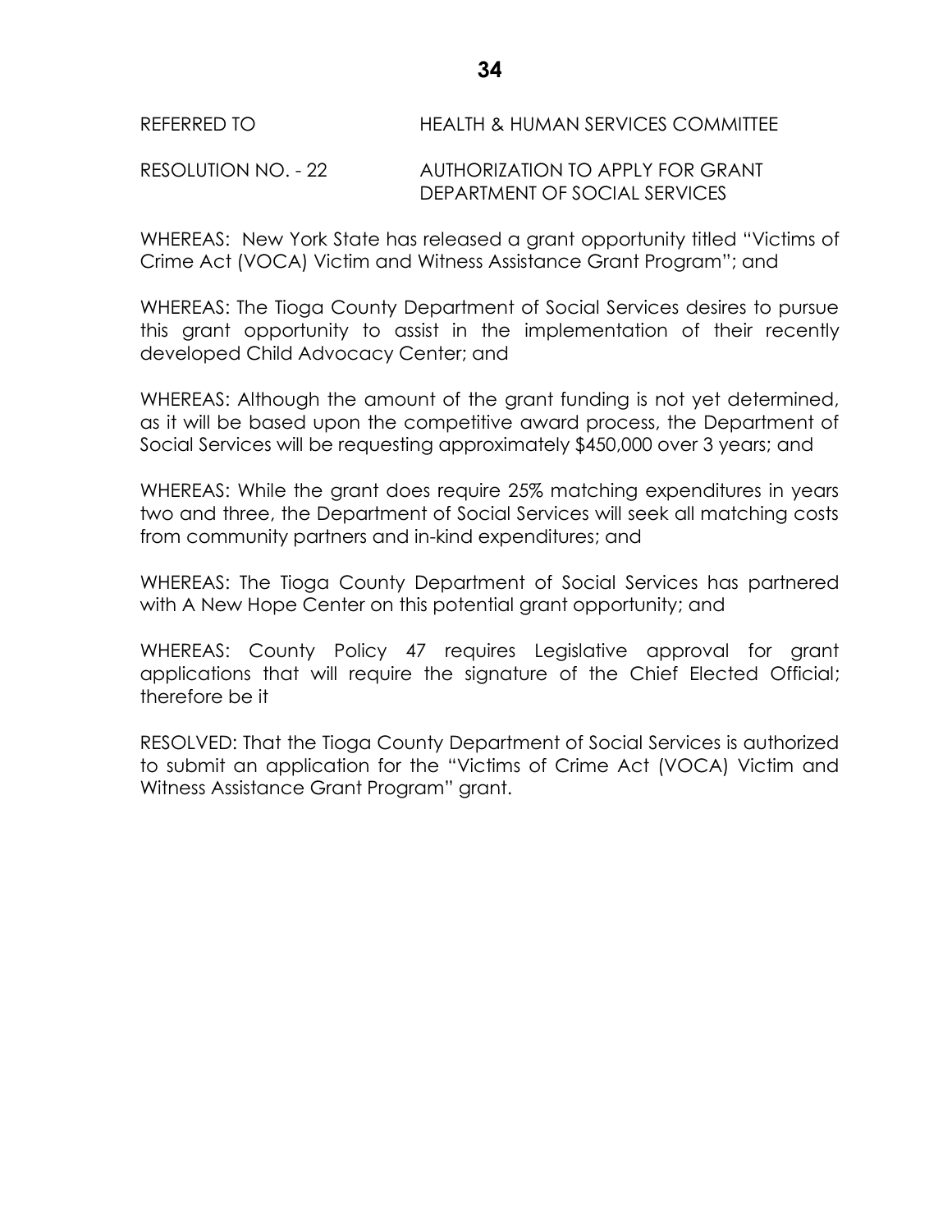REFERRED TO HEALTH & HUMAN SERVICES COMMITTEE

RESOLUTION NO. - 22 AUTHORIZATION TO APPLY FOR GRANT DEPARTMENT OF SOCIAL SERVICES

WHEREAS: New York State has released a grant opportunity titled "Victims of Crime Act (VOCA) Victim and Witness Assistance Grant Program"; and

WHEREAS: The Tioga County Department of Social Services desires to pursue this grant opportunity to assist in the implementation of their recently developed Child Advocacy Center; and

WHEREAS: Although the amount of the grant funding is not yet determined, as it will be based upon the competitive award process, the Department of Social Services will be requesting approximately $450,000 over 3 years; and

WHEREAS: While the grant does require 25% matching expenditures in years two and three, the Department of Social Services will seek all matching costs from community partners and in-kind expenditures; and

WHEREAS: The Tioga County Department of Social Services has partnered with A New Hope Center on this potential grant opportunity; and

WHEREAS: County Policy 47 requires Legislative approval for grant applications that will require the signature of the Chief Elected Official; therefore be it

RESOLVED: That the Tioga County Department of Social Services is authorized to submit an application for the "Victims of Crime Act (VOCA) Victim and Witness Assistance Grant Program" grant.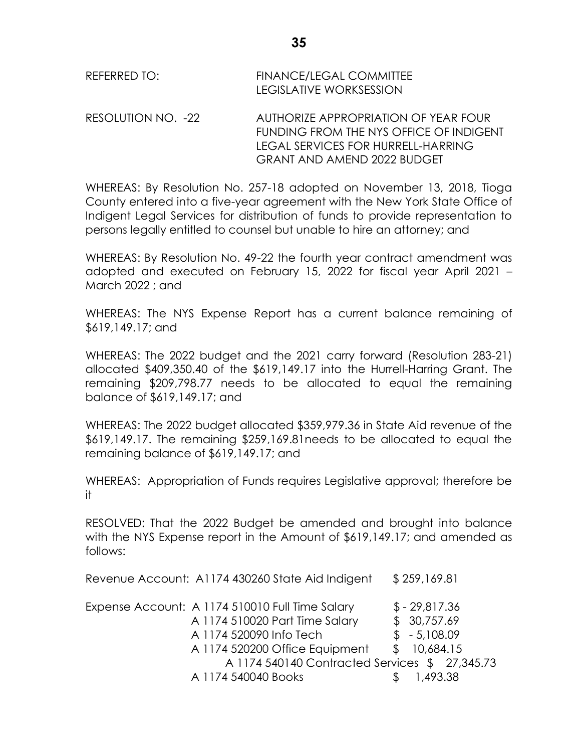REFERRED TO: FINANCE/LEGAL COMMITTEE
LEGISLATIVE WORKSESSION

RESOLUTION NO. -22 AUTHORIZE APPROPRIATION OF YEAR FOUR FUNDING FROM THE NYS OFFICE OF INDIGENT LEGAL SERVICES FOR HURRELL-HARRING GRANT AND AMEND 2022 BUDGET

WHEREAS: By Resolution No. 257-18 adopted on November 13, 2018, Tioga County entered into a five-year agreement with the New York State Office of Indigent Legal Services for distribution of funds to provide representation to persons legally entitled to counsel but unable to hire an attorney; and

WHEREAS: By Resolution No. 49-22 the fourth year contract amendment was adopted and executed on February 15, 2022 for fiscal year April 2021 – March 2022 ; and

WHEREAS: The NYS Expense Report has a current balance remaining of $619,149.17; and

WHEREAS: The 2022 budget and the 2021 carry forward (Resolution 283-21) allocated $409,350.40 of the $619,149.17 into the Hurrell-Harring Grant. The remaining $209,798.77 needs to be allocated to equal the remaining balance of $619,149.17; and

WHEREAS: The 2022 budget allocated $359,979.36 in State Aid revenue of the $619,149.17. The remaining $259,169.81needs to be allocated to equal the remaining balance of $619,149.17; and

WHEREAS: Appropriation of Funds requires Legislative approval; therefore be it

RESOLVED: That the 2022 Budget be amended and brought into balance with the NYS Expense report in the Amount of $619,149.17; and amended as follows:

| | | |
|---|---|---|
| Revenue Account: | A1174 430260 State Aid Indigent | $ 259,169.81 |
| Expense Account: | A 1174 510010 Full Time Salary | $ - 29,817.36 |
| | A 1174 510020 Part Time Salary | $ 30,757.69 |
| | A 1174 520090 Info Tech | $ - 5,108.09 |
| | A 1174 520200 Office Equipment | $ 10,684.15 |
| | A 1174 540140 Contracted Services | $ 27,345.73 |
| | A 1174 540040 Books | $ 1,493.38 |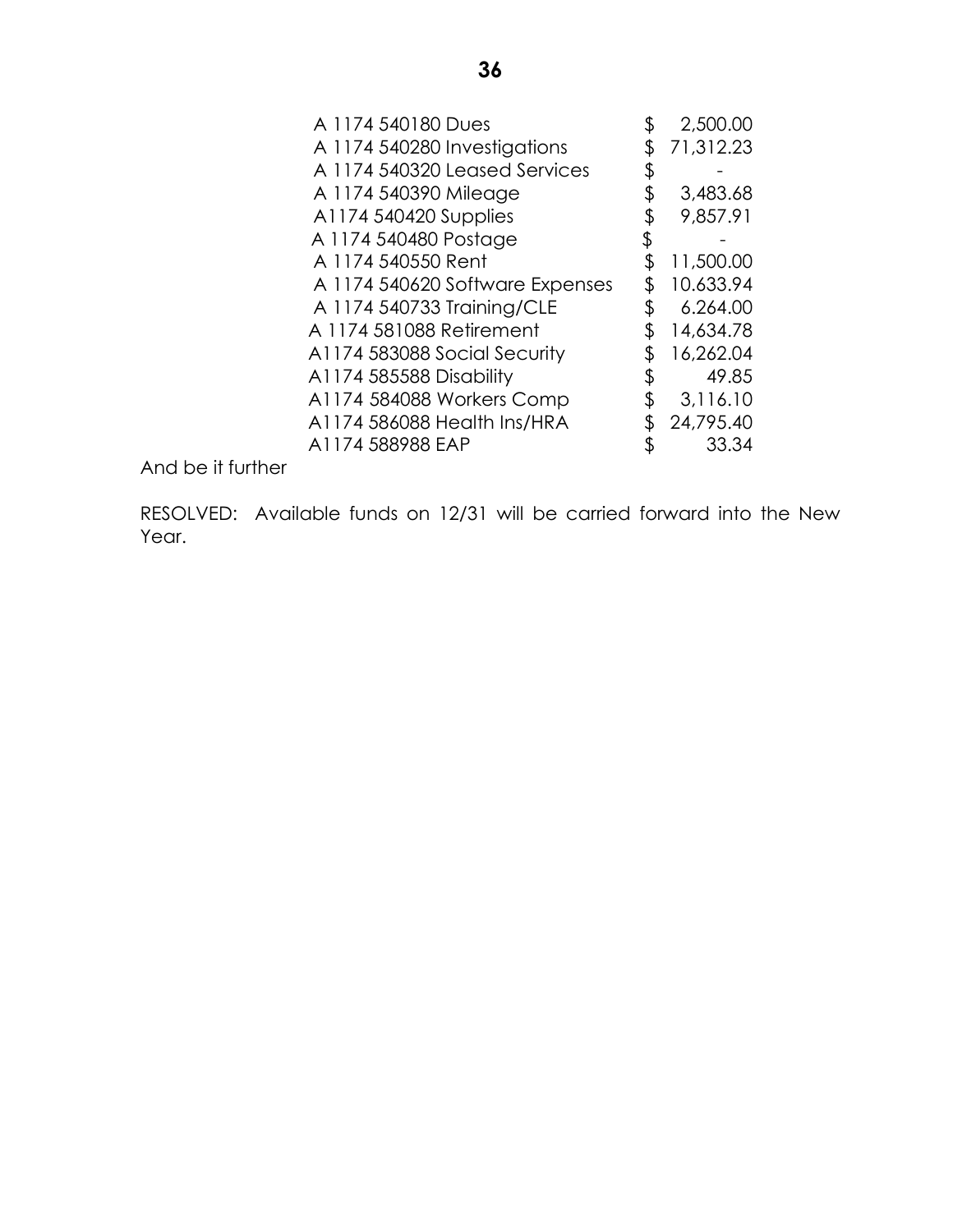| | | |
|---|---|---|
| A 1174 540180 Dues | $ | 2,500.00 |
| A 1174 540280 Investigations | $ | 71,312.23 |
| A 1174 540320 Leased Services | $ | - |
| A 1174 540390 Mileage | $ | 3,483.68 |
| A1174 540420 Supplies | $ | 9,857.91 |
| A 1174 540480 Postage | $ | - |
| A 1174 540550 Rent | $ | 11,500.00 |
| A 1174 540620 Software Expenses | $ | 10.633.94 |
| A 1174 540733 Training/CLE | $ | 6.264.00 |
| A 1174 581088 Retirement | $ | 14,634.78 |
| A1174 583088 Social Security | $ | 16,262.04 |
| A1174 585588 Disability | $ | 49.85 |
| A1174 584088 Workers Comp | $ | 3,116.10 |
| A1174 586088 Health Ins/HRA | $ | 24,795.40 |
| A1174 588988 EAP | $ | 33.34 |

And be it further

RESOLVED: Available funds on 12/31 will be carried forward into the New Year.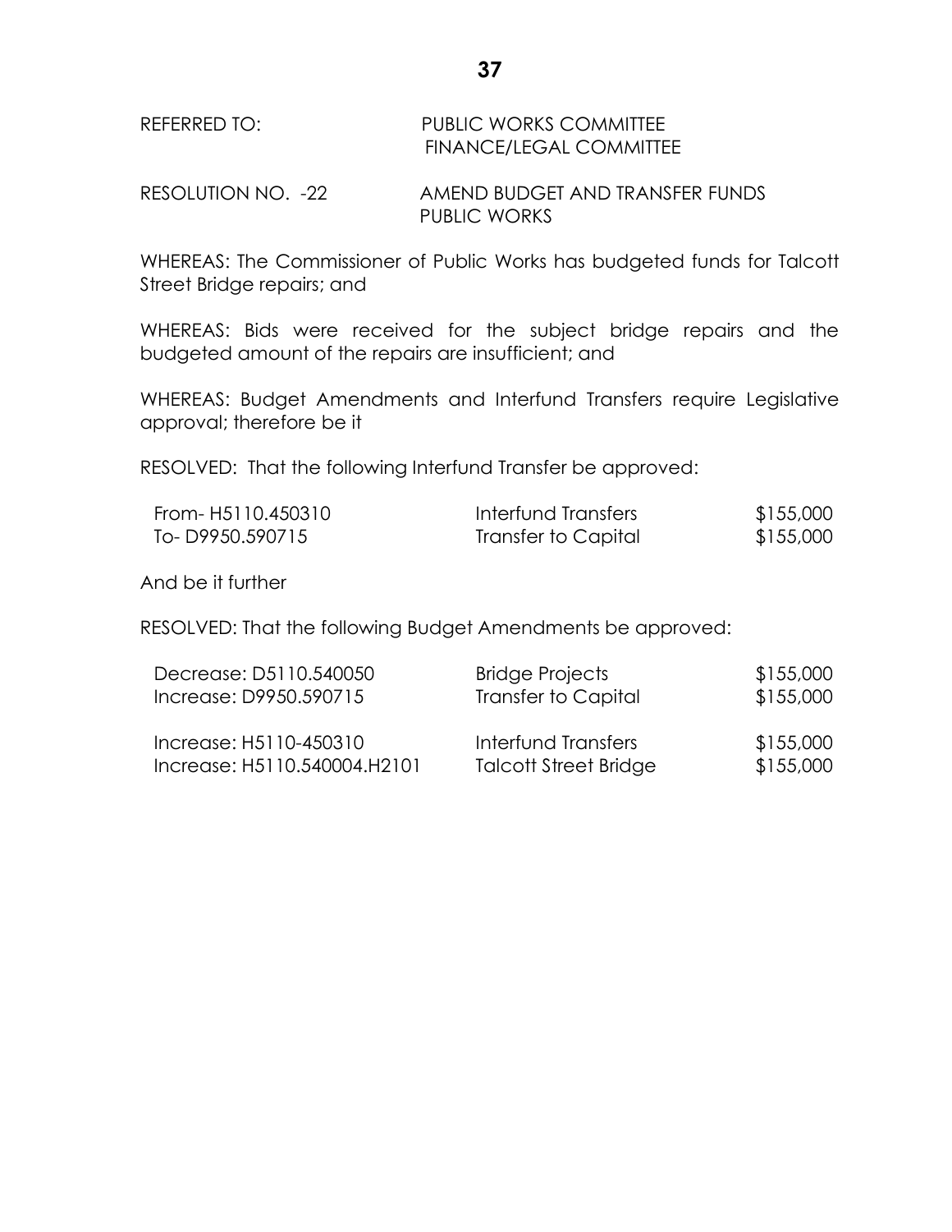REFERRED TO: PUBLIC WORKS COMMITTEE
FINANCE/LEGAL COMMITTEE

RESOLUTION NO. -22 AMEND BUDGET AND TRANSFER FUNDS
PUBLIC WORKS

WHEREAS: The Commissioner of Public Works has budgeted funds for Talcott Street Bridge repairs; and

WHEREAS: Bids were received for the subject bridge repairs and the budgeted amount of the repairs are insufficient; and

WHEREAS: Budget Amendments and Interfund Transfers require Legislative approval; therefore be it

RESOLVED: That the following Interfund Transfer be approved:

| | | |
|---|---|---|
| From- H5110.450310 | Interfund Transfers | $155,000 |
| To- D9950.590715 | Transfer to Capital | $155,000 |

And be it further

RESOLVED: That the following Budget Amendments be approved:

| | | |
|---|---|---|
| Decrease: D5110.540050 | Bridge Projects | $155,000 |
| Increase: D9950.590715 | Transfer to Capital | $155,000 |
| Increase: H5110-450310 | Interfund Transfers | $155,000 |
| Increase: H5110.540004.H2101 | Talcott Street Bridge | $155,000 |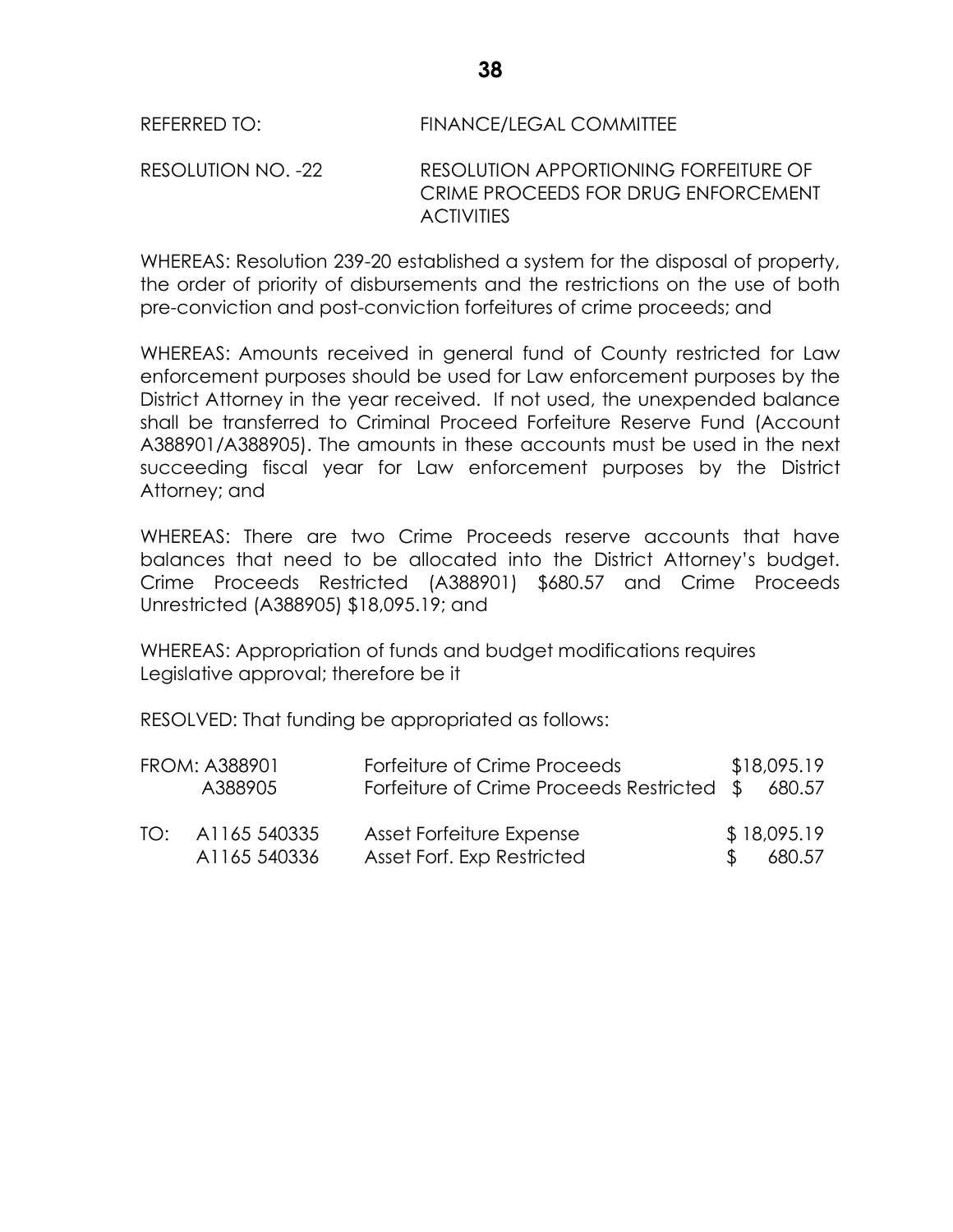REFERRED TO: FINANCE/LEGAL COMMITTEE

RESOLUTION NO. -22 RESOLUTION APPORTIONING FORFEITURE OF CRIME PROCEEDS FOR DRUG ENFORCEMENT ACTIVITIES

WHEREAS: Resolution 239-20 established a system for the disposal of property, the order of priority of disbursements and the restrictions on the use of both pre-conviction and post-conviction forfeitures of crime proceeds; and

WHEREAS: Amounts received in general fund of County restricted for Law enforcement purposes should be used for Law enforcement purposes by the District Attorney in the year received. If not used, the unexpended balance shall be transferred to Criminal Proceed Forfeiture Reserve Fund (Account A388901/A388905). The amounts in these accounts must be used in the next succeeding fiscal year for Law enforcement purposes by the District Attorney; and

WHEREAS: There are two Crime Proceeds reserve accounts that have balances that need to be allocated into the District Attorney's budget. Crime Proceeds Restricted (A388901) $680.57 and Crime Proceeds Unrestricted (A388905) $18,095.19; and

WHEREAS: Appropriation of funds and budget modifications requires Legislative approval; therefore be it

RESOLVED: That funding be appropriated as follows:

| | | | |
|---|---|---|---|
| FROM: | A388901 | Forfeiture of Crime Proceeds | $18,095.19 |
| | A388905 | Forfeiture of Crime Proceeds Restricted | $ 680.57 |
| TO: | A1165 540335 | Asset Forfeiture Expense | $ 18,095.19 |
| | A1165 540336 | Asset Forf. Exp Restricted | $ 680.57 |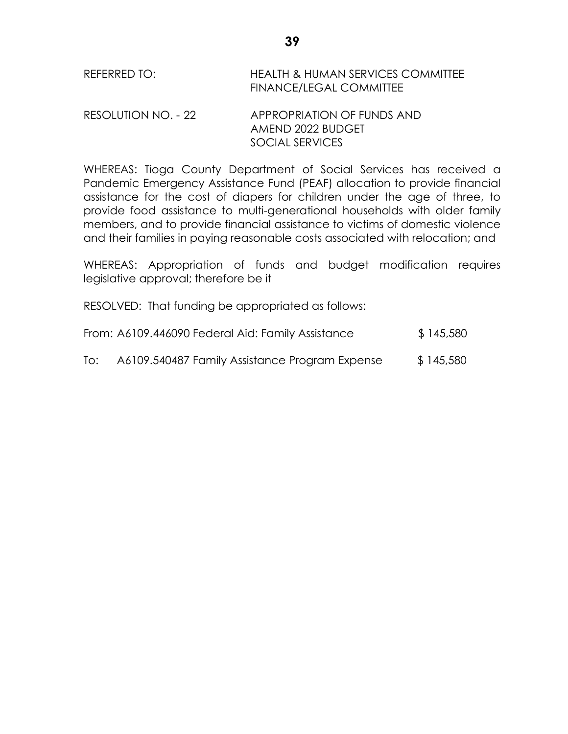REFERRED TO: HEALTH & HUMAN SERVICES COMMITTEE
FINANCE/LEGAL COMMITTEE

RESOLUTION NO. - 22 APPROPRIATION OF FUNDS AND
AMEND 2022 BUDGET
SOCIAL SERVICES

WHEREAS: Tioga County Department of Social Services has received a Pandemic Emergency Assistance Fund (PEAF) allocation to provide financial assistance for the cost of diapers for children under the age of three, to provide food assistance to multi-generational households with older family members, and to provide financial assistance to victims of domestic violence and their families in paying reasonable costs associated with relocation; and

WHEREAS: Appropriation of funds and budget modification requires legislative approval; therefore be it

RESOLVED: That funding be appropriated as follows:

From: A6109.446090 Federal Aid: Family Assistance $ 145,580

To: A6109.540487 Family Assistance Program Expense $ 145,580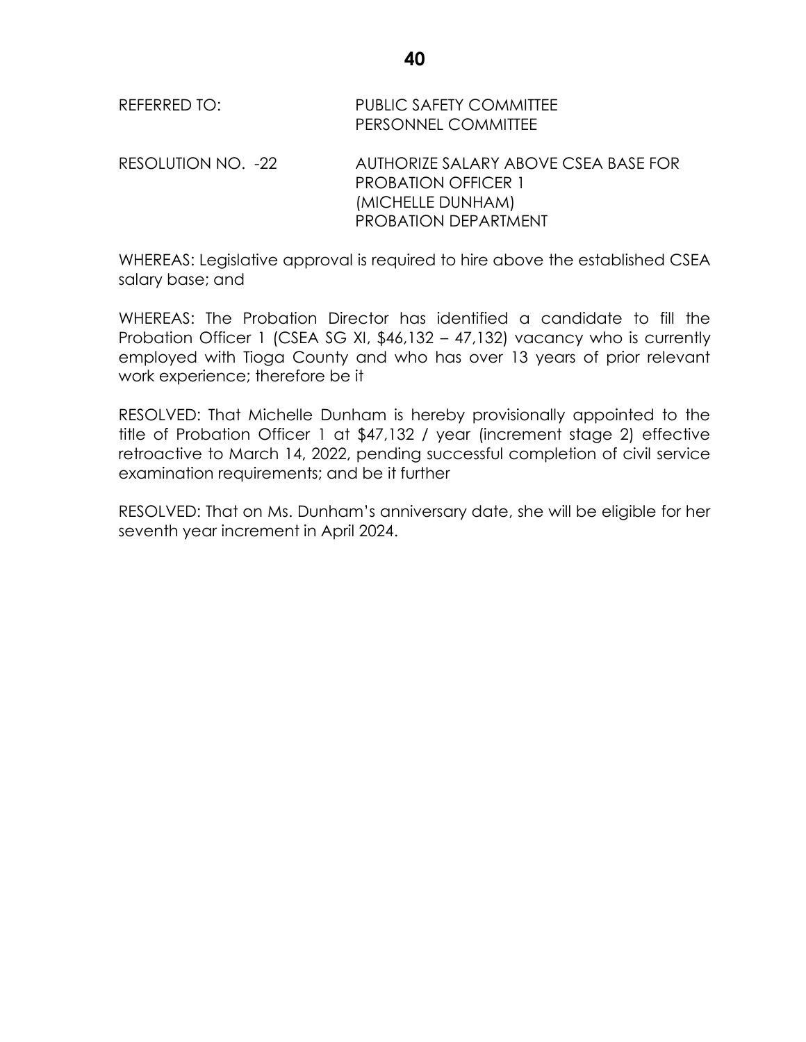REFERRED TO: PUBLIC SAFETY COMMITTEE
PERSONNEL COMMITTEE

RESOLUTION NO. -22 AUTHORIZE SALARY ABOVE CSEA BASE FOR PROBATION OFFICER 1 (MICHELLE DUNHAM) PROBATION DEPARTMENT

WHEREAS: Legislative approval is required to hire above the established CSEA salary base; and

WHEREAS: The Probation Director has identified a candidate to fill the Probation Officer 1 (CSEA SG XI, $46,132 – 47,132) vacancy who is currently employed with Tioga County and who has over 13 years of prior relevant work experience; therefore be it

RESOLVED: That Michelle Dunham is hereby provisionally appointed to the title of Probation Officer 1 at $47,132 / year (increment stage 2) effective retroactive to March 14, 2022, pending successful completion of civil service examination requirements; and be it further

RESOLVED: That on Ms. Dunham's anniversary date, she will be eligible for her seventh year increment in April 2024.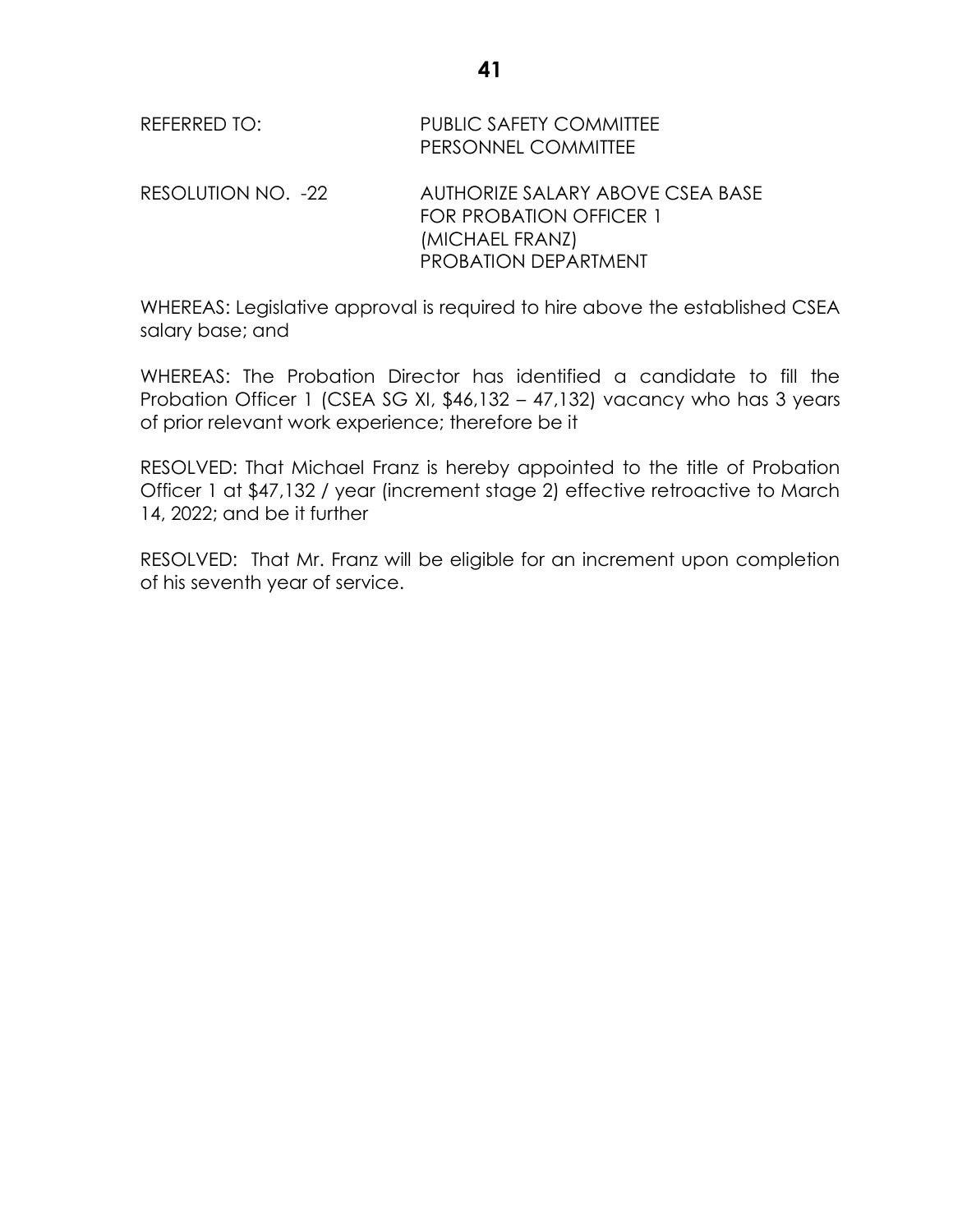REFERRED TO: PUBLIC SAFETY COMMITTEE
PERSONNEL COMMITTEE

RESOLUTION NO. -22 AUTHORIZE SALARY ABOVE CSEA BASE FOR PROBATION OFFICER 1 (MICHAEL FRANZ) PROBATION DEPARTMENT

WHEREAS: Legislative approval is required to hire above the established CSEA salary base; and

WHEREAS: The Probation Director has identified a candidate to fill the Probation Officer 1 (CSEA SG XI, $46,132 – 47,132) vacancy who has 3 years of prior relevant work experience; therefore be it

RESOLVED: That Michael Franz is hereby appointed to the title of Probation Officer 1 at $47,132 / year (increment stage 2) effective retroactive to March 14, 2022; and be it further

RESOLVED: That Mr. Franz will be eligible for an increment upon completion of his seventh year of service.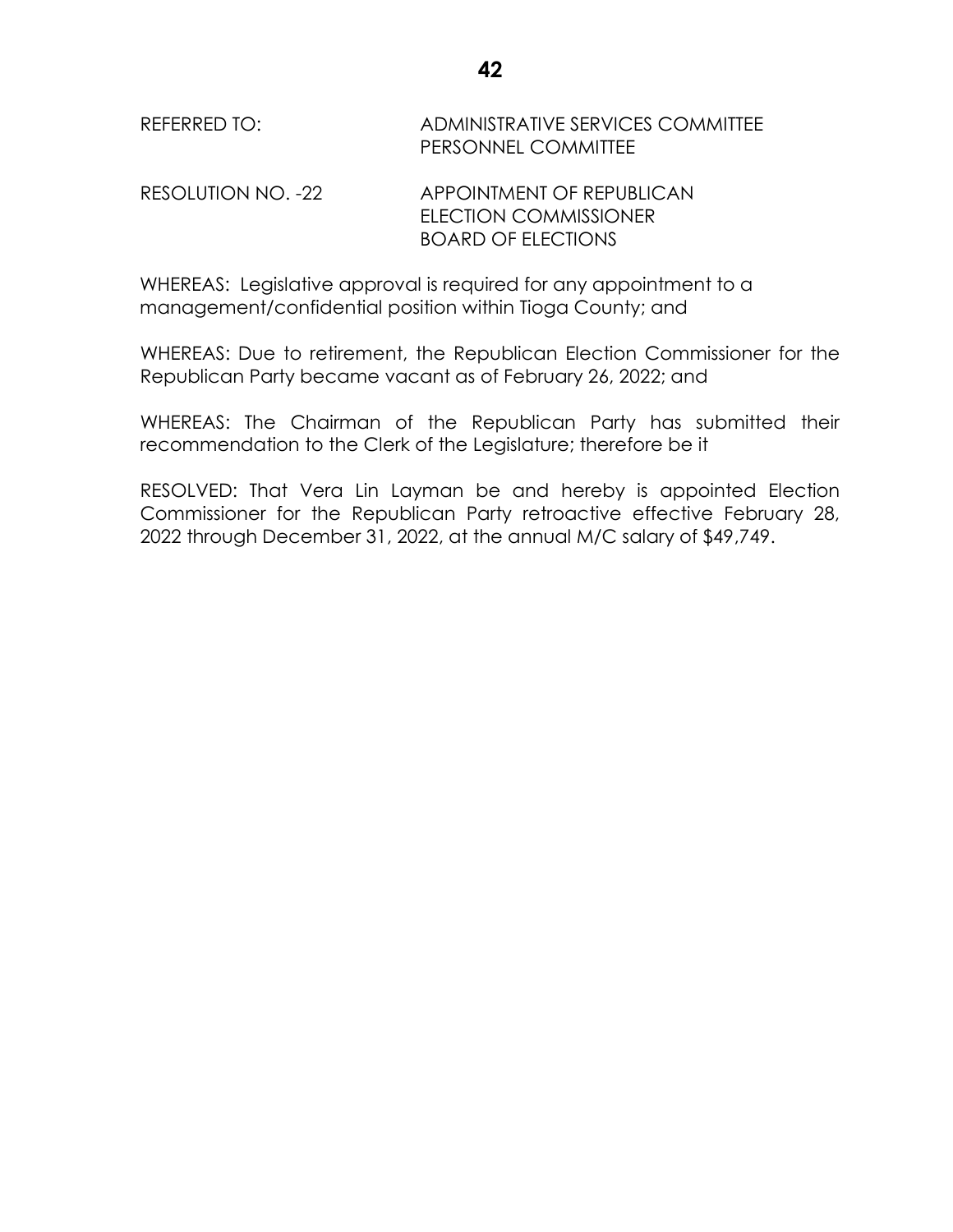REFERRED TO: ADMINISTRATIVE SERVICES COMMITTEE
PERSONNEL COMMITTEE

RESOLUTION NO. -22 APPOINTMENT OF REPUBLICAN
ELECTION COMMISSIONER
BOARD OF ELECTIONS

WHEREAS: Legislative approval is required for any appointment to a management/confidential position within Tioga County; and

WHEREAS: Due to retirement, the Republican Election Commissioner for the Republican Party became vacant as of February 26, 2022; and

WHEREAS: The Chairman of the Republican Party has submitted their recommendation to the Clerk of the Legislature; therefore be it

RESOLVED: That Vera Lin Layman be and hereby is appointed Election Commissioner for the Republican Party retroactive effective February 28, 2022 through December 31, 2022, at the annual M/C salary of $49,749.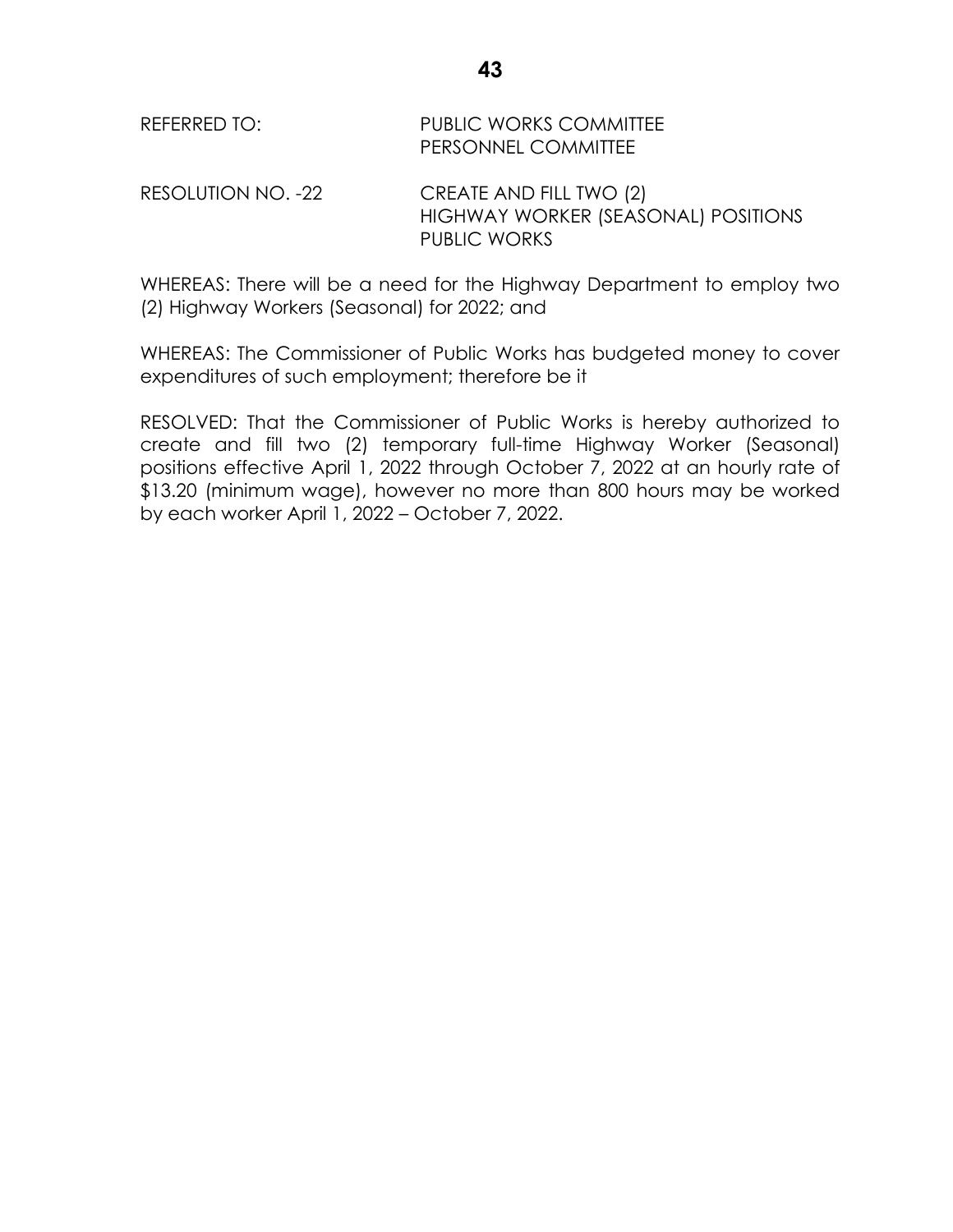REFERRED TO: PUBLIC WORKS COMMITTEE
PERSONNEL COMMITTEE

RESOLUTION NO. -22 CREATE AND FILL TWO (2) HIGHWAY WORKER (SEASONAL) POSITIONS PUBLIC WORKS

WHEREAS: There will be a need for the Highway Department to employ two (2) Highway Workers (Seasonal) for 2022; and

WHEREAS: The Commissioner of Public Works has budgeted money to cover expenditures of such employment; therefore be it

RESOLVED: That the Commissioner of Public Works is hereby authorized to create and fill two (2) temporary full-time Highway Worker (Seasonal) positions effective April 1, 2022 through October 7, 2022 at an hourly rate of $13.20 (minimum wage), however no more than 800 hours may be worked by each worker April 1, 2022 – October 7, 2022.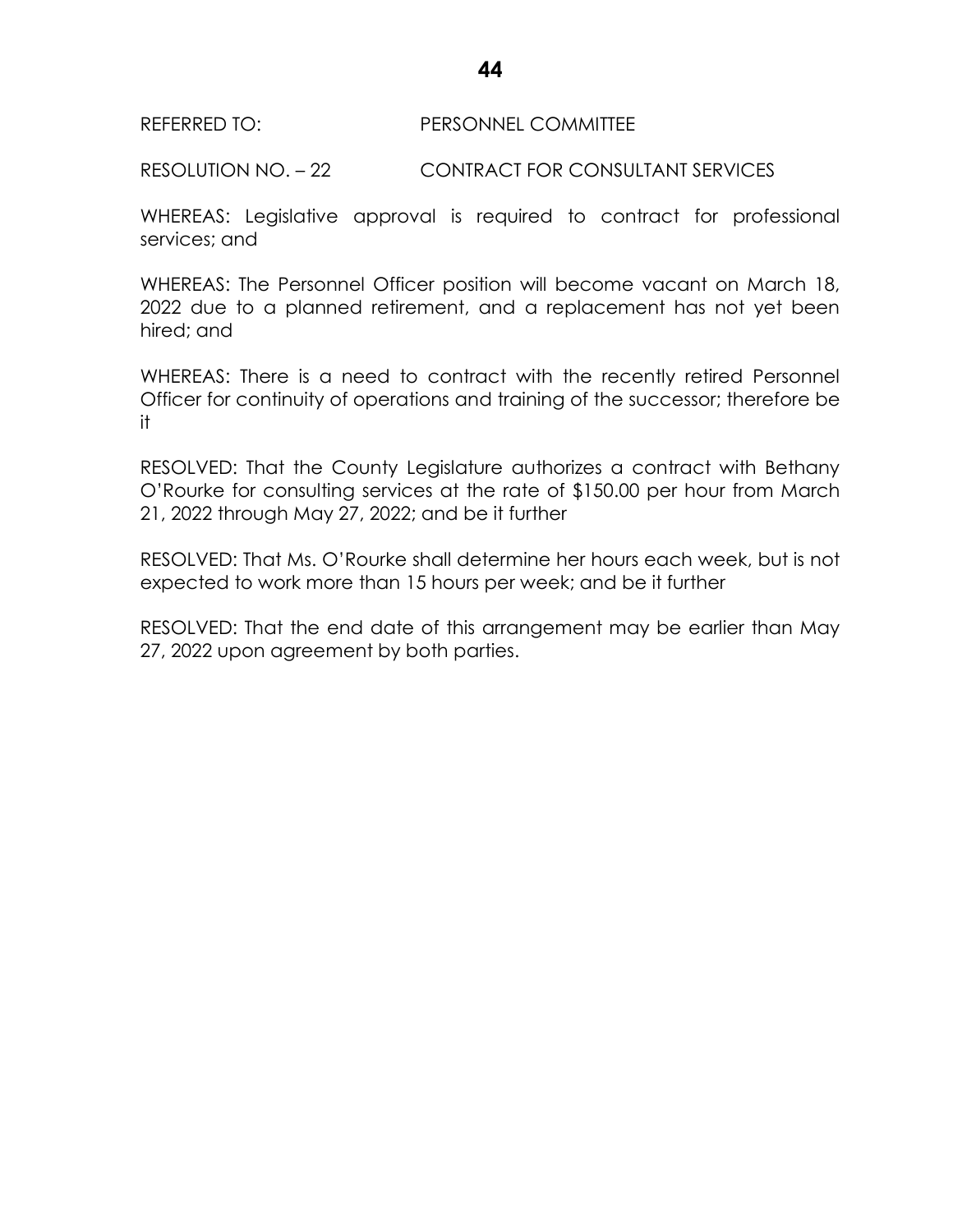REFERRED TO: PERSONNEL COMMITTEE

RESOLUTION NO. – 22 CONTRACT FOR CONSULTANT SERVICES

WHEREAS: Legislative approval is required to contract for professional services; and

WHEREAS: The Personnel Officer position will become vacant on March 18, 2022 due to a planned retirement, and a replacement has not yet been hired; and

WHEREAS: There is a need to contract with the recently retired Personnel Officer for continuity of operations and training of the successor; therefore be it

RESOLVED: That the County Legislature authorizes a contract with Bethany O'Rourke for consulting services at the rate of $150.00 per hour from March 21, 2022 through May 27, 2022; and be it further

RESOLVED: That Ms. O'Rourke shall determine her hours each week, but is not expected to work more than 15 hours per week; and be it further

RESOLVED: That the end date of this arrangement may be earlier than May 27, 2022 upon agreement by both parties.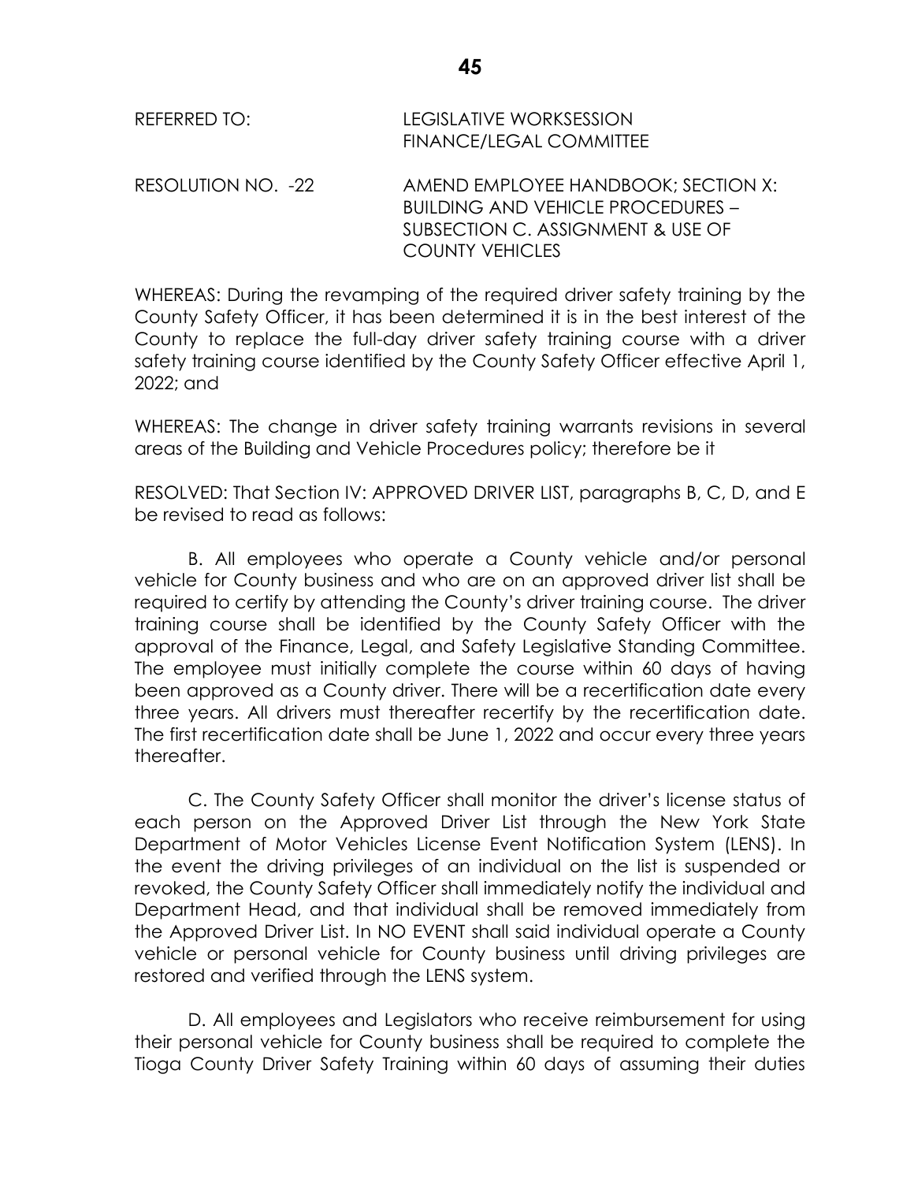REFERRED TO: LEGISLATIVE WORKSESSION
FINANCE/LEGAL COMMITTEE

RESOLUTION NO. -22 AMEND EMPLOYEE HANDBOOK; SECTION X: BUILDING AND VEHICLE PROCEDURES – SUBSECTION C. ASSIGNMENT & USE OF COUNTY VEHICLES

WHEREAS: During the revamping of the required driver safety training by the County Safety Officer, it has been determined it is in the best interest of the County to replace the full-day driver safety training course with a driver safety training course identified by the County Safety Officer effective April 1, 2022; and

WHEREAS: The change in driver safety training warrants revisions in several areas of the Building and Vehicle Procedures policy; therefore be it

RESOLVED: That Section IV: APPROVED DRIVER LIST, paragraphs B, C, D, and E be revised to read as follows:

B. All employees who operate a County vehicle and/or personal vehicle for County business and who are on an approved driver list shall be required to certify by attending the County's driver training course. The driver training course shall be identified by the County Safety Officer with the approval of the Finance, Legal, and Safety Legislative Standing Committee. The employee must initially complete the course within 60 days of having been approved as a County driver. There will be a recertification date every three years. All drivers must thereafter recertify by the recertification date. The first recertification date shall be June 1, 2022 and occur every three years thereafter.

C. The County Safety Officer shall monitor the driver's license status of each person on the Approved Driver List through the New York State Department of Motor Vehicles License Event Notification System (LENS). In the event the driving privileges of an individual on the list is suspended or revoked, the County Safety Officer shall immediately notify the individual and Department Head, and that individual shall be removed immediately from the Approved Driver List. In NO EVENT shall said individual operate a County vehicle or personal vehicle for County business until driving privileges are restored and verified through the LENS system.

D. All employees and Legislators who receive reimbursement for using their personal vehicle for County business shall be required to complete the Tioga County Driver Safety Training within 60 days of assuming their duties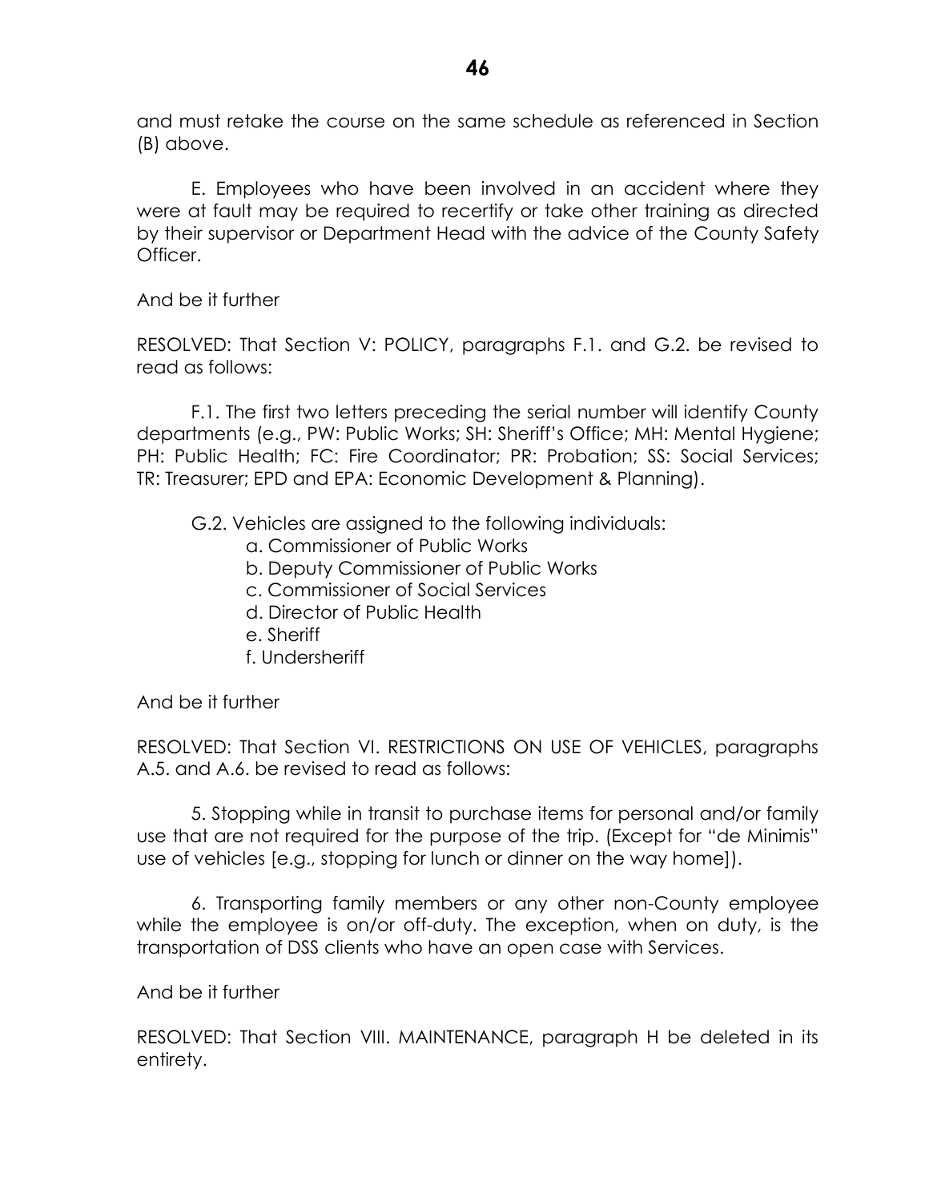and must retake the course on the same schedule as referenced in Section (B) above.

E. Employees who have been involved in an accident where they were at fault may be required to recertify or take other training as directed by their supervisor or Department Head with the advice of the County Safety Officer.

And be it further

RESOLVED: That Section V: POLICY, paragraphs F.1. and G.2. be revised to read as follows:

F.1. The first two letters preceding the serial number will identify County departments (e.g., PW: Public Works; SH: Sheriff's Office; MH: Mental Hygiene; PH: Public Health; FC: Fire Coordinator; PR: Probation; SS: Social Services; TR: Treasurer; EPD and EPA: Economic Development & Planning).

G.2. Vehicles are assigned to the following individuals:

a. Commissioner of Public Works
b. Deputy Commissioner of Public Works
c. Commissioner of Social Services
d. Director of Public Health
e. Sheriff
f. Undersheriff

And be it further

RESOLVED: That Section VI. RESTRICTIONS ON USE OF VEHICLES, paragraphs A.5. and A.6. be revised to read as follows:

5. Stopping while in transit to purchase items for personal and/or family use that are not required for the purpose of the trip. (Except for "de Minimis" use of vehicles [e.g., stopping for lunch or dinner on the way home]).

6. Transporting family members or any other non-County employee while the employee is on/or off-duty. The exception, when on duty, is the transportation of DSS clients who have an open case with Services.

And be it further

RESOLVED: That Section VIII. MAINTENANCE, paragraph H be deleted in its entirety.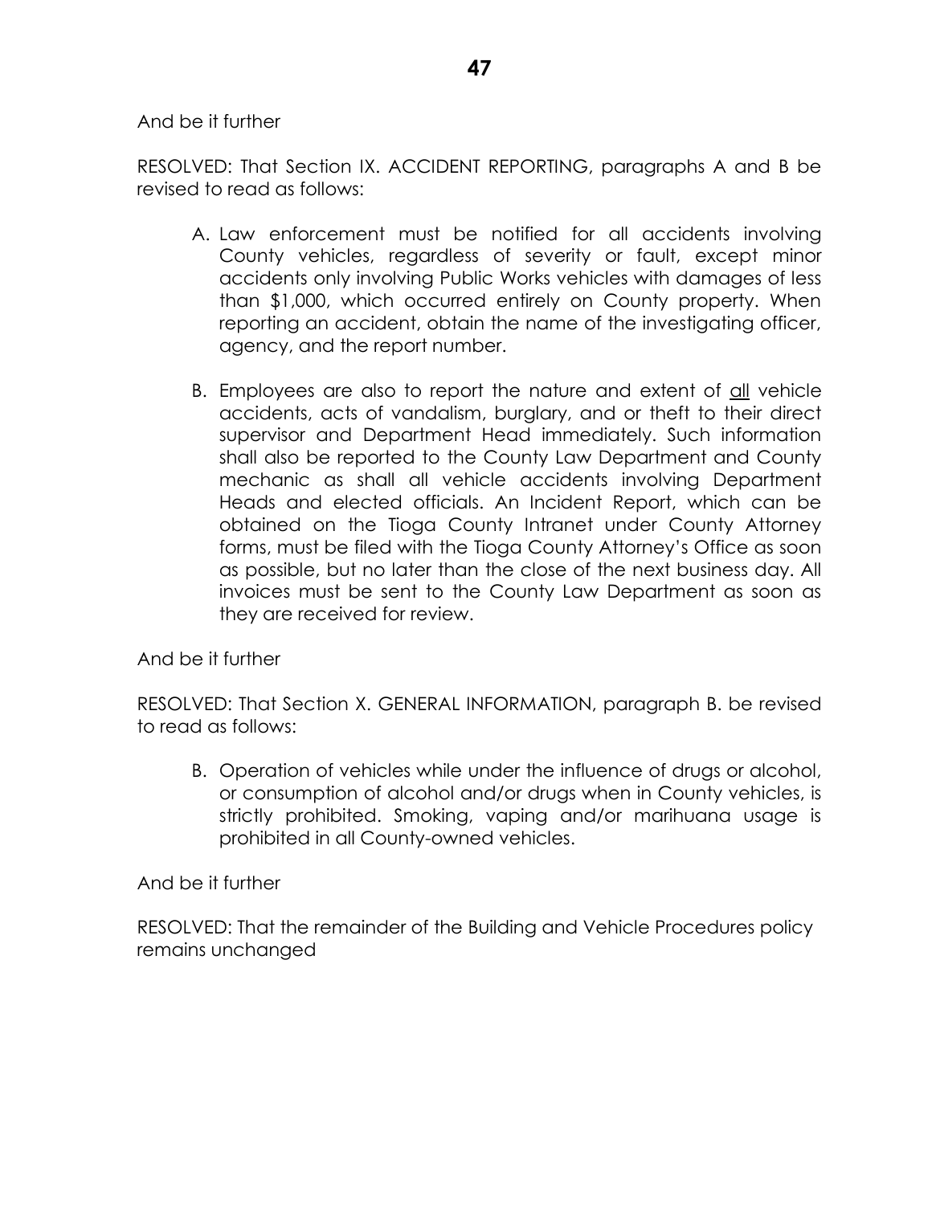And be it further

RESOLVED: That Section IX. ACCIDENT REPORTING, paragraphs A and B be revised to read as follows:

A. Law enforcement must be notified for all accidents involving County vehicles, regardless of severity or fault, except minor accidents only involving Public Works vehicles with damages of less than $1,000, which occurred entirely on County property. When reporting an accident, obtain the name of the investigating officer, agency, and the report number.

B. Employees are also to report the nature and extent of <u>all</u> vehicle accidents, acts of vandalism, burglary, and or theft to their direct supervisor and Department Head immediately. Such information shall also be reported to the County Law Department and County mechanic as shall all vehicle accidents involving Department Heads and elected officials. An Incident Report, which can be obtained on the Tioga County Intranet under County Attorney forms, must be filed with the Tioga County Attorney's Office as soon as possible, but no later than the close of the next business day. All invoices must be sent to the County Law Department as soon as they are received for review.

And be it further

RESOLVED: That Section X. GENERAL INFORMATION, paragraph B. be revised to read as follows:

B. Operation of vehicles while under the influence of drugs or alcohol, or consumption of alcohol and/or drugs when in County vehicles, is strictly prohibited. Smoking, vaping and/or marihuana usage is prohibited in all County-owned vehicles.

And be it further

RESOLVED: That the remainder of the Building and Vehicle Procedures policy remains unchanged